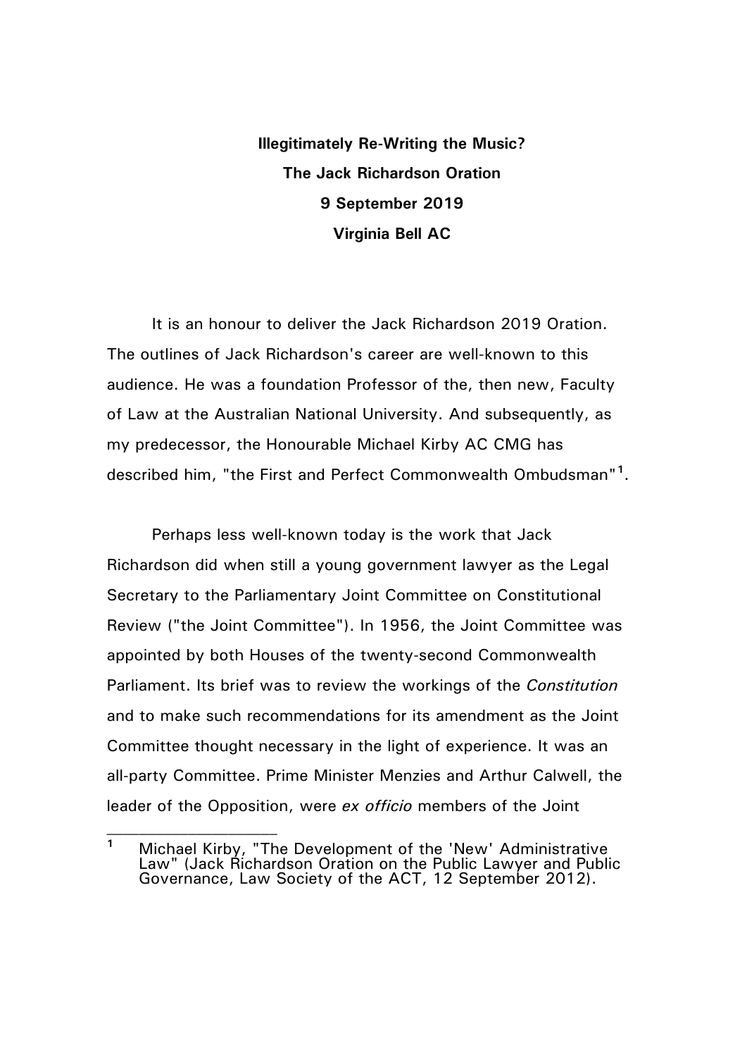**Illegitimately Re-Writing the Music?**

**The Jack Richardson Oration**

**9 September 2019**

**Virginia Bell AC**

It is an honour to deliver the Jack Richardson 2019 Oration. The outlines of Jack Richardson's career are well-known to this audience. He was a foundation Professor of the, then new, Faculty of Law at the Australian National University. And subsequently, as my predecessor, the Honourable Michael Kirby AC CMG has described him, "the First and Perfect Commonwealth Ombudsman"[1].

Perhaps less well-known today is the work that Jack Richardson did when still a young government lawyer as the Legal Secretary to the Parliamentary Joint Committee on Constitutional Review ("the Joint Committee"). In 1956, the Joint Committee was appointed by both Houses of the twenty-second Commonwealth Parliament. Its brief was to review the workings of the *Constitution* and to make such recommendations for its amendment as the Joint Committee thought necessary in the light of experience. It was an all-party Committee. Prime Minister Menzies and Arthur Calwell, the leader of the Opposition, were *ex officio* members of the Joint

---

[1] Michael Kirby, "The Development of the 'New' Administrative Law" (Jack Richardson Oration on the Public Lawyer and Public Governance, Law Society of the ACT, 12 September 2012).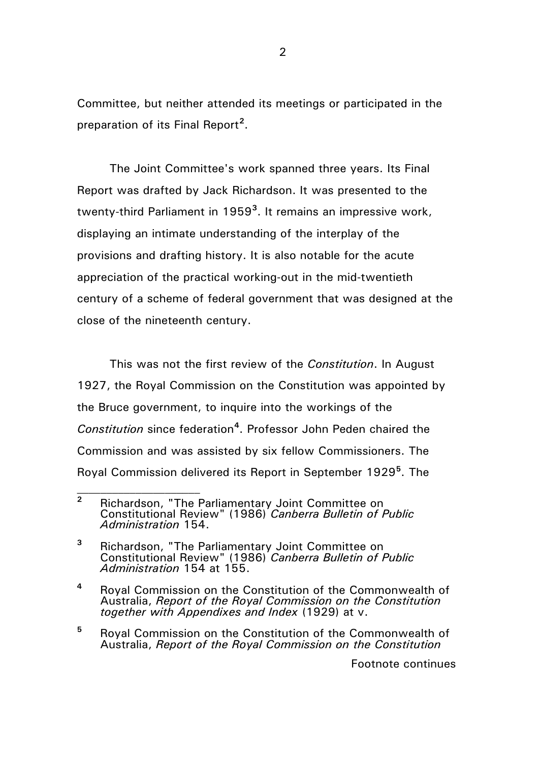Committee, but neither attended its meetings or participated in the preparation of its Final Report[2].

The Joint Committee's work spanned three years. Its Final Report was drafted by Jack Richardson. It was presented to the twenty-third Parliament in 1959[3]. It remains an impressive work, displaying an intimate understanding of the interplay of the provisions and drafting history. It is also notable for the acute appreciation of the practical working-out in the mid-twentieth century of a scheme of federal government that was designed at the close of the nineteenth century.

This was not the first review of the *Constitution*. In August 1927, the Royal Commission on the Constitution was appointed by the Bruce government, to inquire into the workings of the *Constitution* since federation[4]. Professor John Peden chaired the Commission and was assisted by six fellow Commissioners. The Royal Commission delivered its Report in September 1929[5]. The

---

[2] Richardson, "The Parliamentary Joint Committee on Constitutional Review" (1986) *Canberra Bulletin of Public Administration* 154.

[3] Richardson, "The Parliamentary Joint Committee on Constitutional Review" (1986) *Canberra Bulletin of Public Administration* 154 at 155.

[4] Royal Commission on the Constitution of the Commonwealth of Australia, *Report of the Royal Commission on the Constitution together with Appendixes and Index* (1929) at v.

[5] Royal Commission on the Constitution of the Commonwealth of Australia, *Report of the Royal Commission on the Constitution*

Footnote continues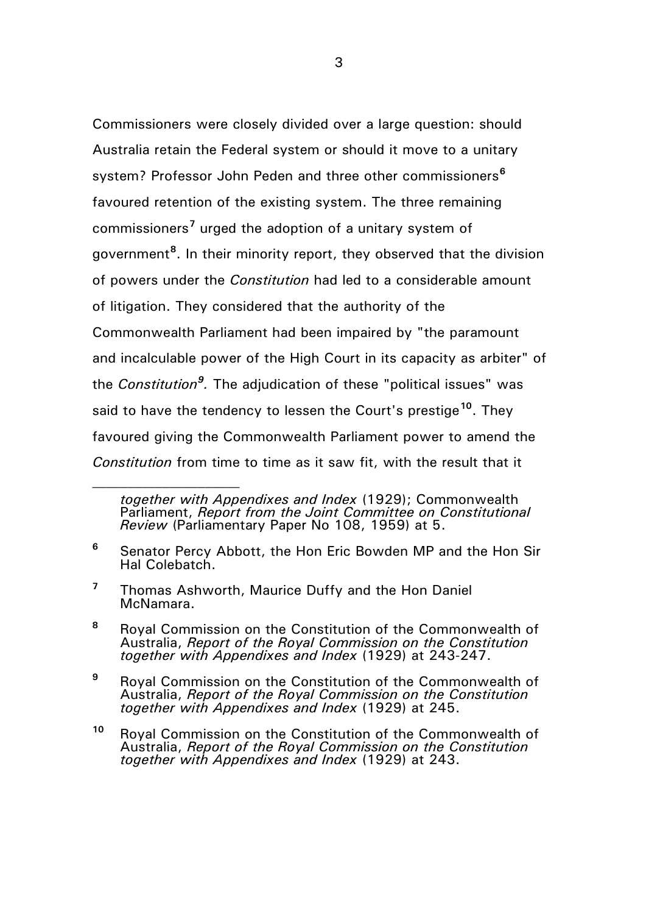Commissioners were closely divided over a large question: should Australia retain the Federal system or should it move to a unitary system? Professor John Peden and three other commissioners[6] favoured retention of the existing system. The three remaining commissioners[7] urged the adoption of a unitary system of government[8]. In their minority report, they observed that the division of powers under the *Constitution* had led to a considerable amount of litigation. They considered that the authority of the Commonwealth Parliament had been impaired by "the paramount and incalculable power of the High Court in its capacity as arbiter" of the *Constitution*[9]*.* The adjudication of these "political issues" was said to have the tendency to lessen the Court's prestige[10]. They favoured giving the Commonwealth Parliament power to amend the *Constitution* from time to time as it saw fit, with the result that it

---

*together with Appendixes and Index* (1929); Commonwealth Parliament, *Report from the Joint Committee on Constitutional Review* (Parliamentary Paper No 108, 1959) at 5.

[6] Senator Percy Abbott, the Hon Eric Bowden MP and the Hon Sir Hal Colebatch.

[7] Thomas Ashworth, Maurice Duffy and the Hon Daniel McNamara.

[8] Royal Commission on the Constitution of the Commonwealth of Australia, *Report of the Royal Commission on the Constitution together with Appendixes and Index* (1929) at 243-247.

[9] Royal Commission on the Constitution of the Commonwealth of Australia, *Report of the Royal Commission on the Constitution together with Appendixes and Index* (1929) at 245.

[10] Royal Commission on the Constitution of the Commonwealth of Australia, *Report of the Royal Commission on the Constitution together with Appendixes and Index* (1929) at 243.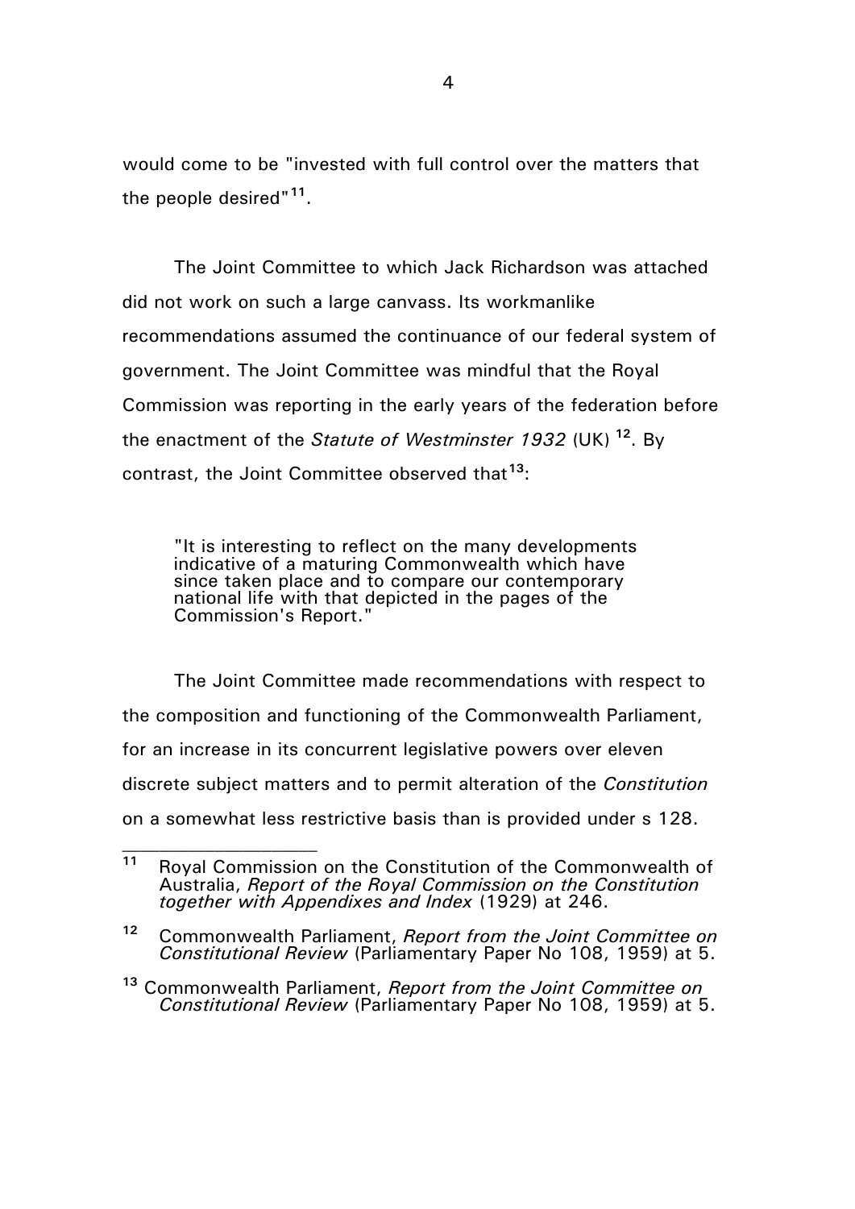would come to be "invested with full control over the matters that the people desired"[11].

The Joint Committee to which Jack Richardson was attached did not work on such a large canvass. Its workmanlike recommendations assumed the continuance of our federal system of government. The Joint Committee was mindful that the Royal Commission was reporting in the early years of the federation before the enactment of the *Statute of Westminster 1932* (UK) [12]. By contrast, the Joint Committee observed that[13]:

> "It is interesting to reflect on the many developments indicative of a maturing Commonwealth which have since taken place and to compare our contemporary national life with that depicted in the pages of the Commission's Report."

The Joint Committee made recommendations with respect to the composition and functioning of the Commonwealth Parliament, for an increase in its concurrent legislative powers over eleven discrete subject matters and to permit alteration of the *Constitution* on a somewhat less restrictive basis than is provided under s 128.

---

[11] Royal Commission on the Constitution of the Commonwealth of Australia, *Report of the Royal Commission on the Constitution together with Appendixes and Index* (1929) at 246.

[12] Commonwealth Parliament, *Report from the Joint Committee on Constitutional Review* (Parliamentary Paper No 108, 1959) at 5.

[13] Commonwealth Parliament, *Report from the Joint Committee on Constitutional Review* (Parliamentary Paper No 108, 1959) at 5.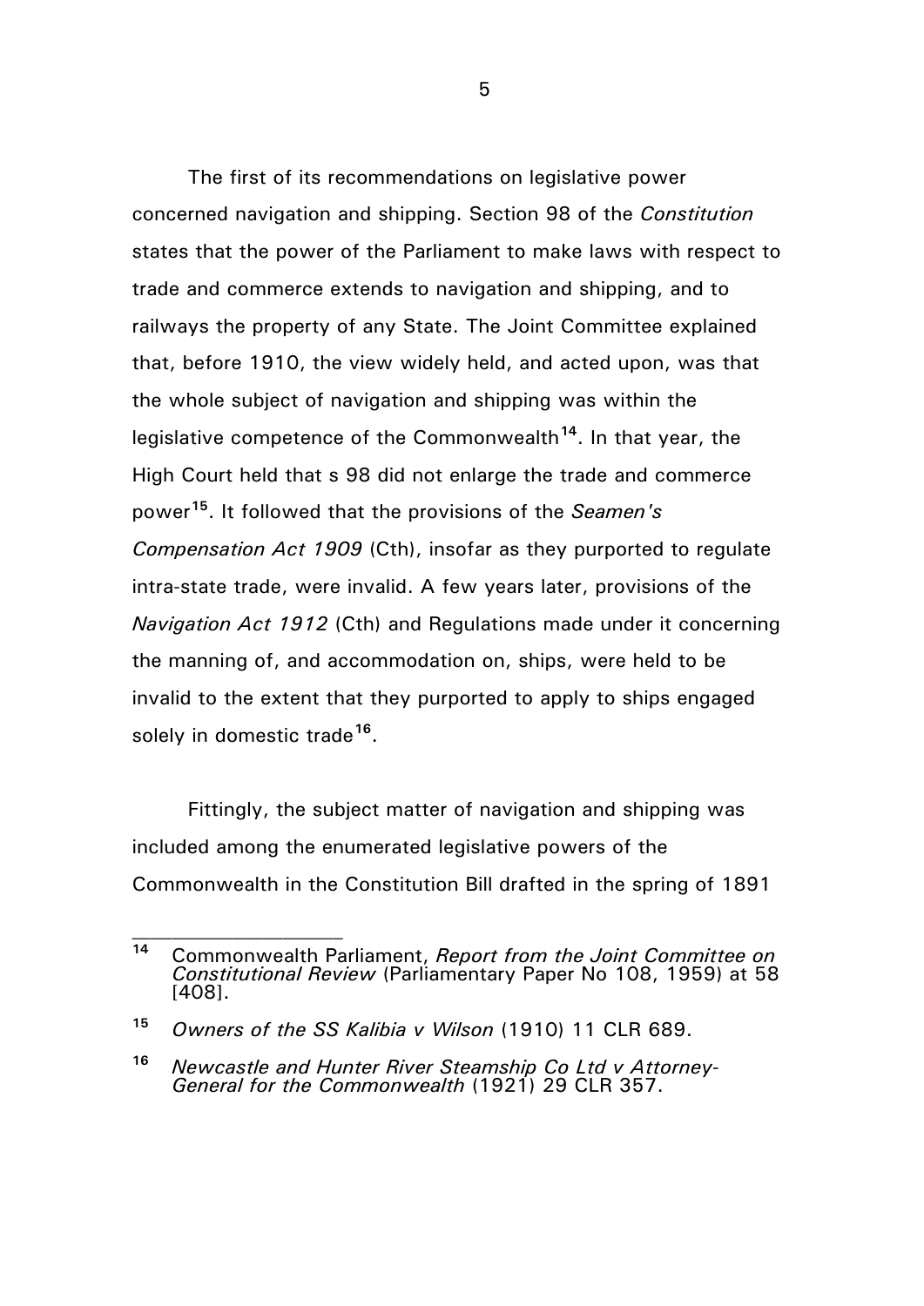The first of its recommendations on legislative power concerned navigation and shipping. Section 98 of the *Constitution* states that the power of the Parliament to make laws with respect to trade and commerce extends to navigation and shipping, and to railways the property of any State. The Joint Committee explained that, before 1910, the view widely held, and acted upon, was that the whole subject of navigation and shipping was within the legislative competence of the Commonwealth[14]. In that year, the High Court held that s 98 did not enlarge the trade and commerce power[15]. It followed that the provisions of the *Seamen's Compensation Act 1909* (Cth), insofar as they purported to regulate intra-state trade, were invalid. A few years later, provisions of the *Navigation Act 1912* (Cth) and Regulations made under it concerning the manning of, and accommodation on, ships, were held to be invalid to the extent that they purported to apply to ships engaged solely in domestic trade[16].

Fittingly, the subject matter of navigation and shipping was included among the enumerated legislative powers of the Commonwealth in the Constitution Bill drafted in the spring of 1891

---

[14] Commonwealth Parliament, *Report from the Joint Committee on Constitutional Review* (Parliamentary Paper No 108, 1959) at 58 [408].

[15] *Owners of the SS Kalibia v Wilson* (1910) 11 CLR 689.

[16] *Newcastle and Hunter River Steamship Co Ltd v Attorney-General for the Commonwealth* (1921) 29 CLR 357.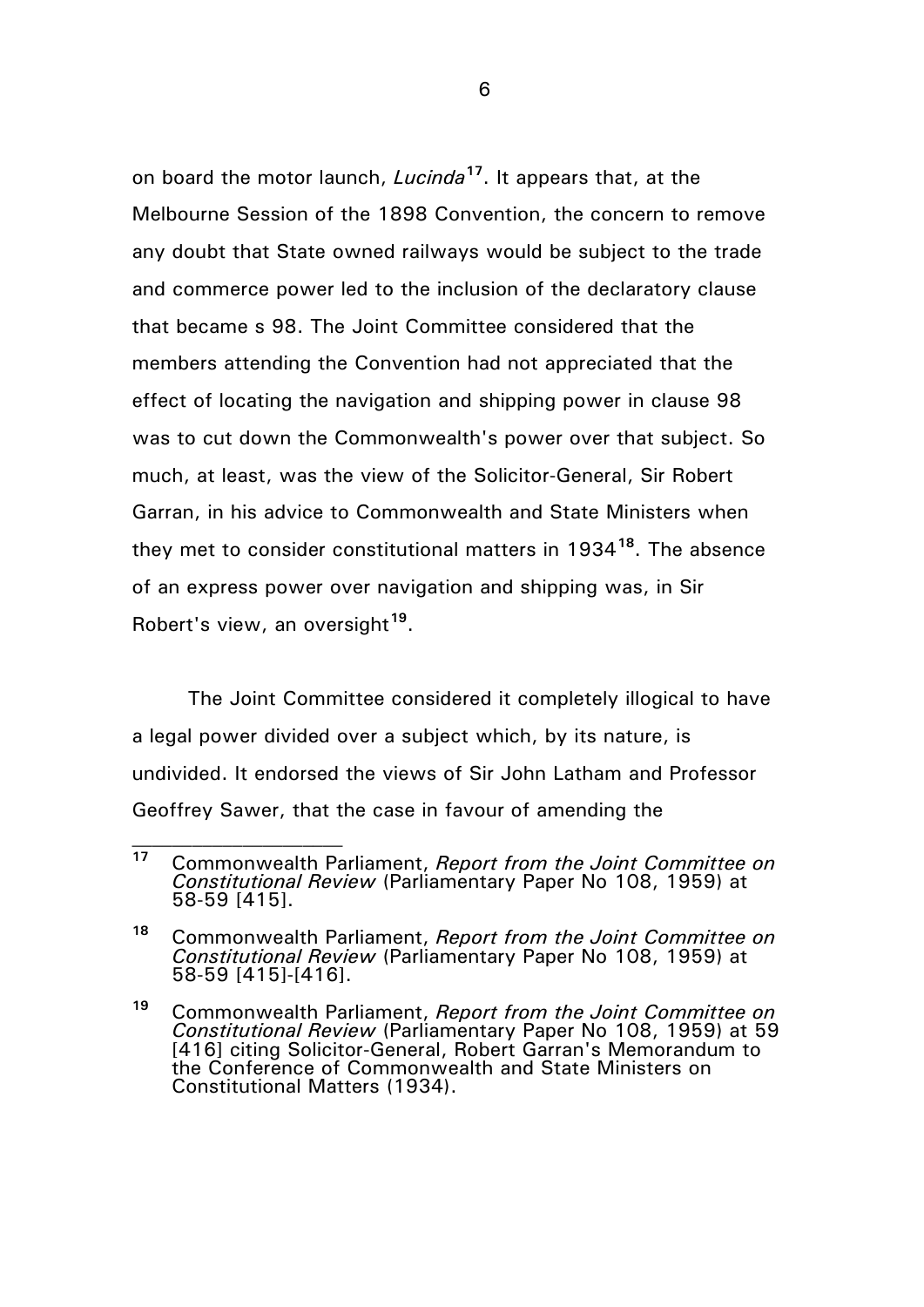on board the motor launch, *Lucinda*[17]. It appears that, at the Melbourne Session of the 1898 Convention, the concern to remove any doubt that State owned railways would be subject to the trade and commerce power led to the inclusion of the declaratory clause that became s 98. The Joint Committee considered that the members attending the Convention had not appreciated that the effect of locating the navigation and shipping power in clause 98 was to cut down the Commonwealth's power over that subject. So much, at least, was the view of the Solicitor-General, Sir Robert Garran, in his advice to Commonwealth and State Ministers when they met to consider constitutional matters in 1934[18]. The absence of an express power over navigation and shipping was, in Sir Robert's view, an oversight[19].

The Joint Committee considered it completely illogical to have a legal power divided over a subject which, by its nature, is undivided. It endorsed the views of Sir John Latham and Professor Geoffrey Sawer, that the case in favour of amending the

---

[17] Commonwealth Parliament, *Report from the Joint Committee on Constitutional Review* (Parliamentary Paper No 108, 1959) at 58-59 [415].

[18] Commonwealth Parliament, *Report from the Joint Committee on Constitutional Review* (Parliamentary Paper No 108, 1959) at 58-59 [415]-[416].

[19] Commonwealth Parliament, *Report from the Joint Committee on Constitutional Review* (Parliamentary Paper No 108, 1959) at 59 [416] citing Solicitor-General, Robert Garran's Memorandum to the Conference of Commonwealth and State Ministers on Constitutional Matters (1934).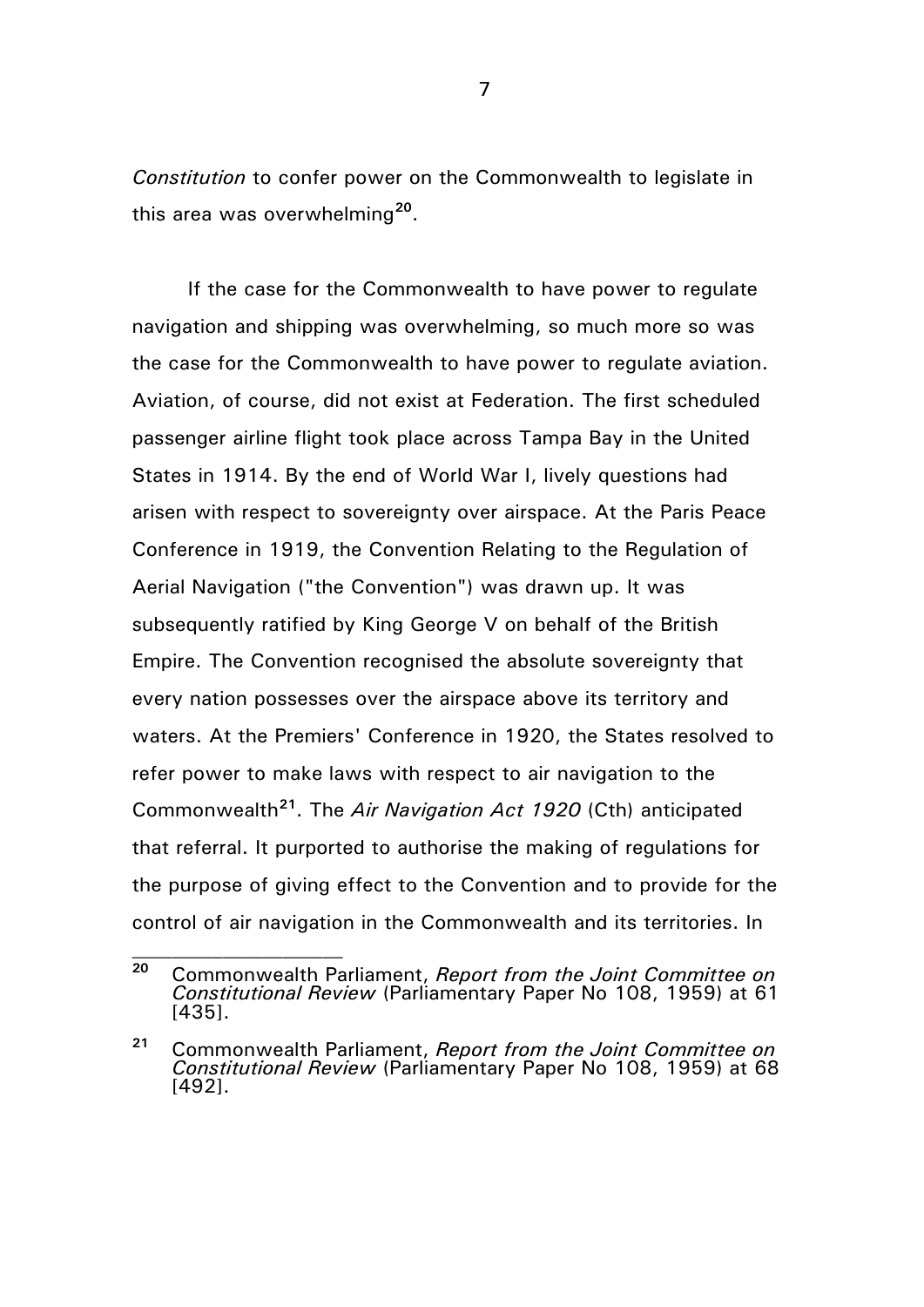*Constitution* to confer power on the Commonwealth to legislate in this area was overwhelming[20].

If the case for the Commonwealth to have power to regulate navigation and shipping was overwhelming, so much more so was the case for the Commonwealth to have power to regulate aviation. Aviation, of course, did not exist at Federation. The first scheduled passenger airline flight took place across Tampa Bay in the United States in 1914. By the end of World War I, lively questions had arisen with respect to sovereignty over airspace. At the Paris Peace Conference in 1919, the Convention Relating to the Regulation of Aerial Navigation ("the Convention") was drawn up. It was subsequently ratified by King George V on behalf of the British Empire. The Convention recognised the absolute sovereignty that every nation possesses over the airspace above its territory and waters. At the Premiers' Conference in 1920, the States resolved to refer power to make laws with respect to air navigation to the Commonwealth[21]. The *Air Navigation Act 1920* (Cth) anticipated that referral. It purported to authorise the making of regulations for the purpose of giving effect to the Convention and to provide for the control of air navigation in the Commonwealth and its territories. In

---

[20] Commonwealth Parliament, *Report from the Joint Committee on Constitutional Review* (Parliamentary Paper No 108, 1959) at 61 [435].

[21] Commonwealth Parliament, *Report from the Joint Committee on Constitutional Review* (Parliamentary Paper No 108, 1959) at 68 [492].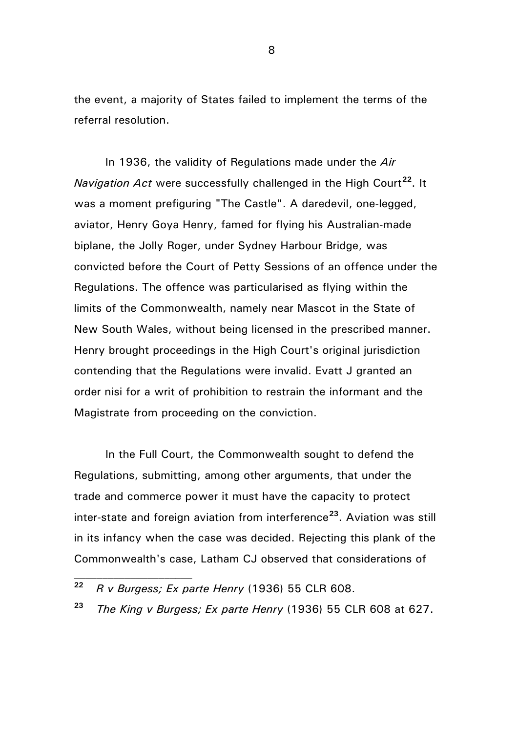the event, a majority of States failed to implement the terms of the referral resolution.

In 1936, the validity of Regulations made under the *Air Navigation Act* were successfully challenged in the High Court[22]. It was a moment prefiguring "The Castle". A daredevil, one-legged, aviator, Henry Goya Henry, famed for flying his Australian-made biplane, the Jolly Roger, under Sydney Harbour Bridge, was convicted before the Court of Petty Sessions of an offence under the Regulations. The offence was particularised as flying within the limits of the Commonwealth, namely near Mascot in the State of New South Wales, without being licensed in the prescribed manner. Henry brought proceedings in the High Court's original jurisdiction contending that the Regulations were invalid. Evatt J granted an order nisi for a writ of prohibition to restrain the informant and the Magistrate from proceeding on the conviction.

In the Full Court, the Commonwealth sought to defend the Regulations, submitting, among other arguments, that under the trade and commerce power it must have the capacity to protect inter-state and foreign aviation from interference[23]. Aviation was still in its infancy when the case was decided. Rejecting this plank of the Commonwealth's case, Latham CJ observed that considerations of

---

[22] *R v Burgess; Ex parte Henry* (1936) 55 CLR 608.

[23] *The King v Burgess; Ex parte Henry* (1936) 55 CLR 608 at 627.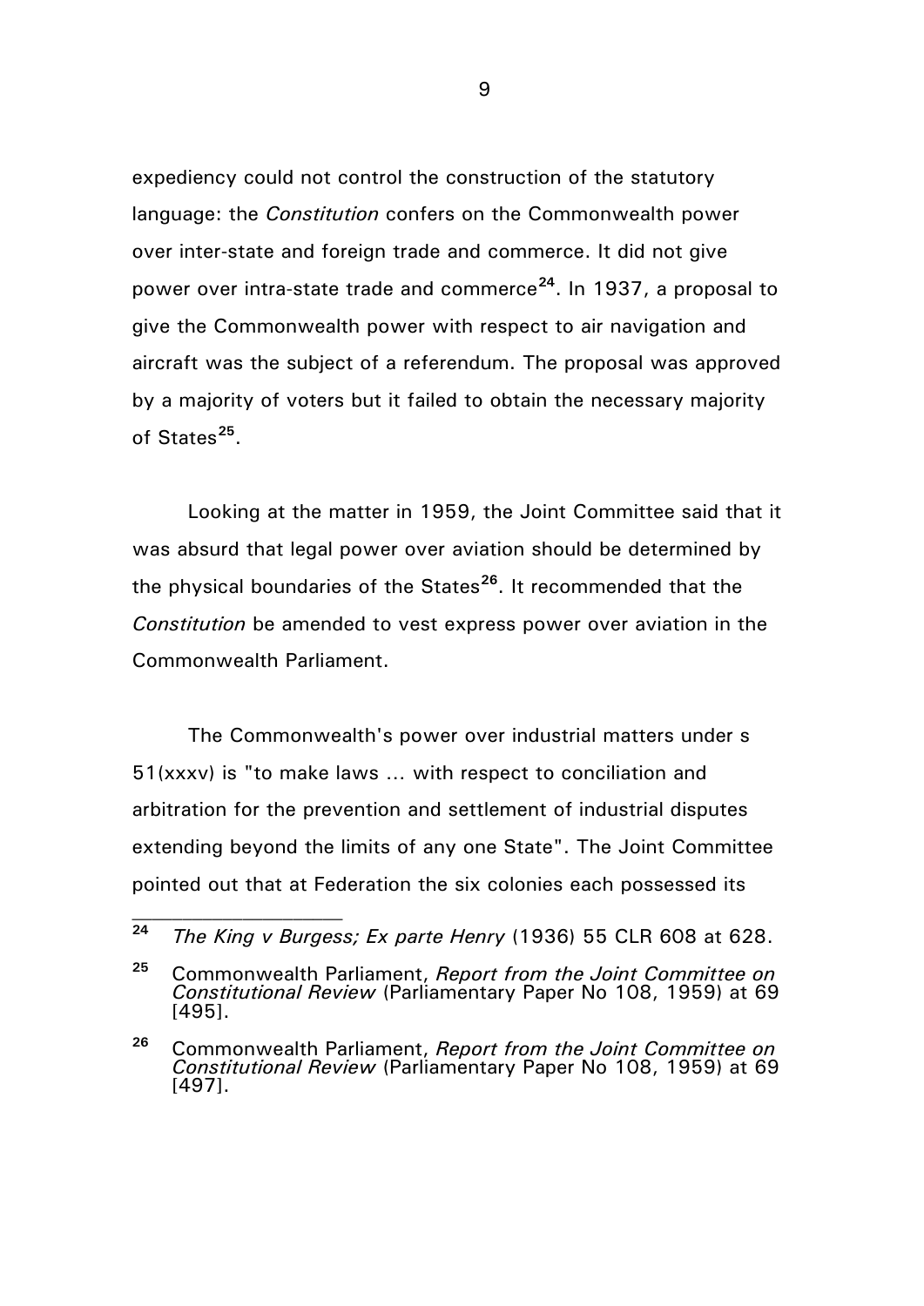expediency could not control the construction of the statutory language: the *Constitution* confers on the Commonwealth power over inter-state and foreign trade and commerce. It did not give power over intra-state trade and commerce[24]. In 1937, a proposal to give the Commonwealth power with respect to air navigation and aircraft was the subject of a referendum. The proposal was approved by a majority of voters but it failed to obtain the necessary majority of States[25].

Looking at the matter in 1959, the Joint Committee said that it was absurd that legal power over aviation should be determined by the physical boundaries of the States[26]. It recommended that the *Constitution* be amended to vest express power over aviation in the Commonwealth Parliament.

The Commonwealth's power over industrial matters under s 51(xxxv) is "to make laws ... with respect to conciliation and arbitration for the prevention and settlement of industrial disputes extending beyond the limits of any one State". The Joint Committee pointed out that at Federation the six colonies each possessed its

---

[24] *The King v Burgess; Ex parte Henry* (1936) 55 CLR 608 at 628.

[25] Commonwealth Parliament, *Report from the Joint Committee on Constitutional Review* (Parliamentary Paper No 108, 1959) at 69 [495].

[26] Commonwealth Parliament, *Report from the Joint Committee on Constitutional Review* (Parliamentary Paper No 108, 1959) at 69 [497].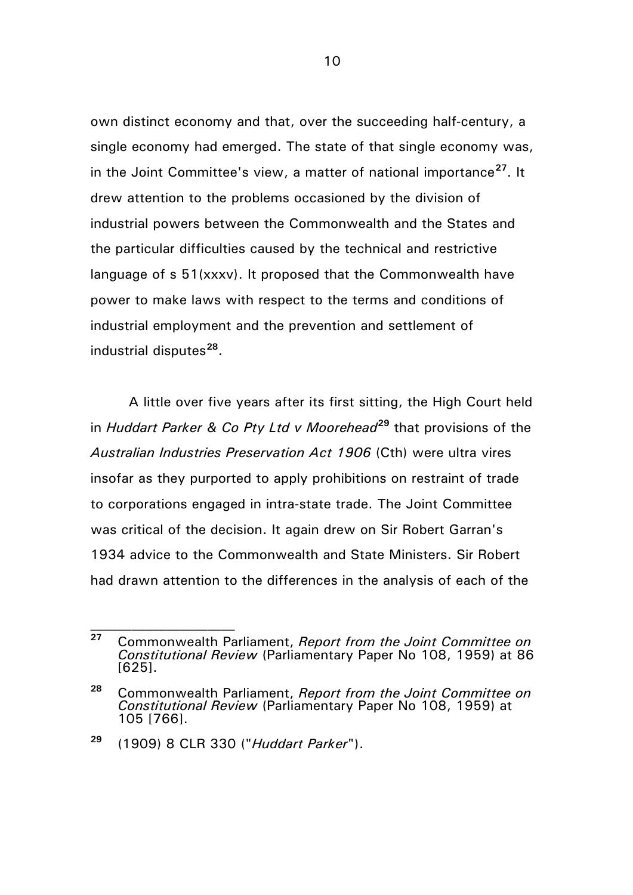own distinct economy and that, over the succeeding half-century, a single economy had emerged. The state of that single economy was, in the Joint Committee's view, a matter of national importance[27]. It drew attention to the problems occasioned by the division of industrial powers between the Commonwealth and the States and the particular difficulties caused by the technical and restrictive language of s 51(xxxv). It proposed that the Commonwealth have power to make laws with respect to the terms and conditions of industrial employment and the prevention and settlement of industrial disputes[28].

A little over five years after its first sitting, the High Court held in *Huddart Parker & Co Pty Ltd v Moorehead*[29] that provisions of the *Australian Industries Preservation Act 1906* (Cth) were ultra vires insofar as they purported to apply prohibitions on restraint of trade to corporations engaged in intra-state trade. The Joint Committee was critical of the decision. It again drew on Sir Robert Garran's 1934 advice to the Commonwealth and State Ministers. Sir Robert had drawn attention to the differences in the analysis of each of the

---

[27] Commonwealth Parliament, *Report from the Joint Committee on Constitutional Review* (Parliamentary Paper No 108, 1959) at 86 [625].

[28] Commonwealth Parliament, *Report from the Joint Committee on Constitutional Review* (Parliamentary Paper No 108, 1959) at 105 [766].

[29] (1909) 8 CLR 330 ("*Huddart Parker*").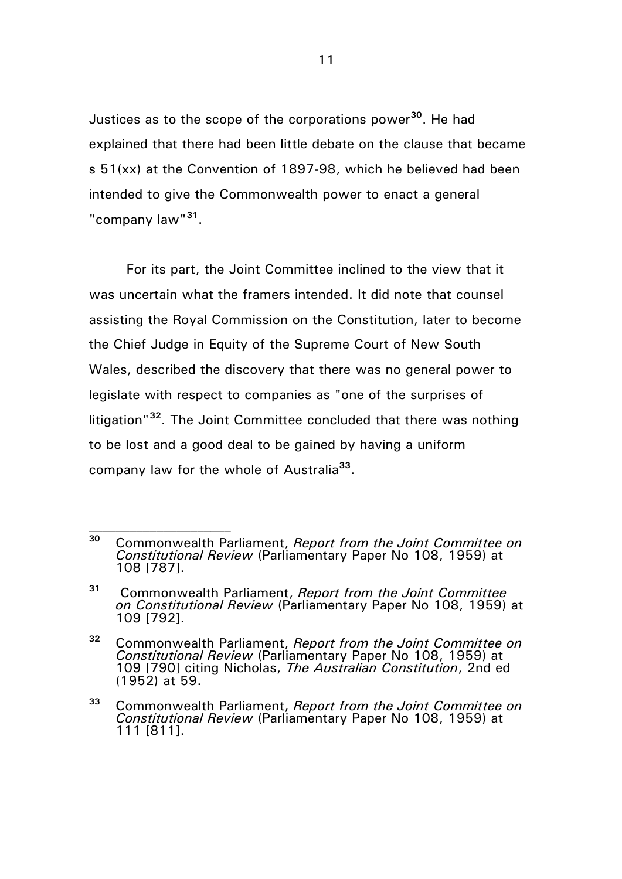Justices as to the scope of the corporations power[30]. He had explained that there had been little debate on the clause that became s 51(xx) at the Convention of 1897-98, which he believed had been intended to give the Commonwealth power to enact a general "company law"[31].

For its part, the Joint Committee inclined to the view that it was uncertain what the framers intended. It did note that counsel assisting the Royal Commission on the Constitution, later to become the Chief Judge in Equity of the Supreme Court of New South Wales, described the discovery that there was no general power to legislate with respect to companies as "one of the surprises of litigation"[32]. The Joint Committee concluded that there was nothing to be lost and a good deal to be gained by having a uniform company law for the whole of Australia[33].

---

[30] Commonwealth Parliament, *Report from the Joint Committee on Constitutional Review* (Parliamentary Paper No 108, 1959) at 108 [787].

[31] Commonwealth Parliament, *Report from the Joint Committee on Constitutional Review* (Parliamentary Paper No 108, 1959) at 109 [792].

[32] Commonwealth Parliament, *Report from the Joint Committee on Constitutional Review* (Parliamentary Paper No 108, 1959) at 109 [790] citing Nicholas, *The Australian Constitution*, 2nd ed (1952) at 59.

[33] Commonwealth Parliament, *Report from the Joint Committee on Constitutional Review* (Parliamentary Paper No 108, 1959) at 111 [811].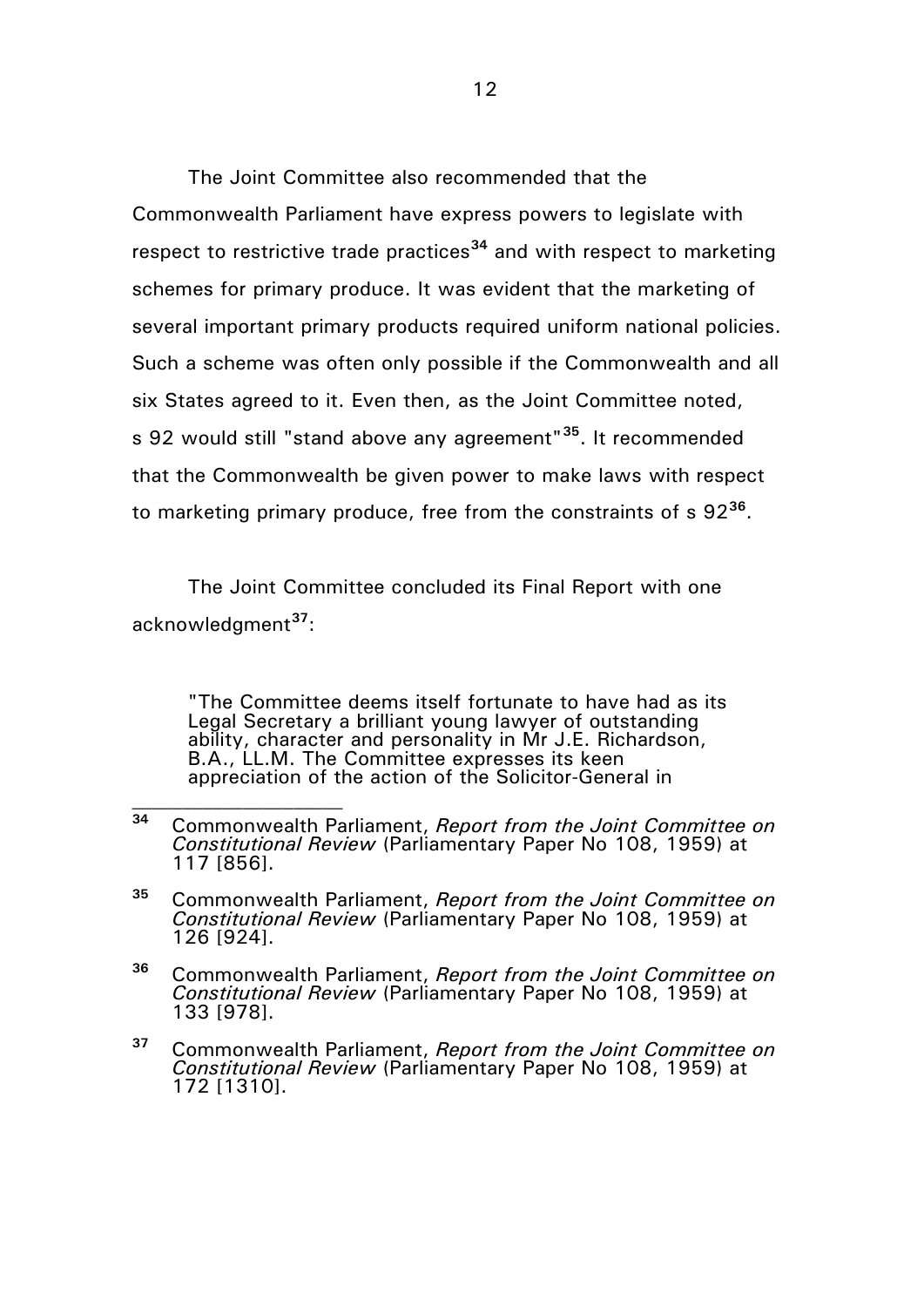The Joint Committee also recommended that the Commonwealth Parliament have express powers to legislate with respect to restrictive trade practices[34] and with respect to marketing schemes for primary produce. It was evident that the marketing of several important primary products required uniform national policies. Such a scheme was often only possible if the Commonwealth and all six States agreed to it. Even then, as the Joint Committee noted, s 92 would still "stand above any agreement"[35]. It recommended that the Commonwealth be given power to make laws with respect to marketing primary produce, free from the constraints of s 92[36].

The Joint Committee concluded its Final Report with one acknowledgment[37]:

> "The Committee deems itself fortunate to have had as its Legal Secretary a brilliant young lawyer of outstanding ability, character and personality in Mr J.E. Richardson, B.A., LL.M. The Committee expresses its keen appreciation of the action of the Solicitor-General in

---

[34] Commonwealth Parliament, *Report from the Joint Committee on Constitutional Review* (Parliamentary Paper No 108, 1959) at 117 [856].

[35] Commonwealth Parliament, *Report from the Joint Committee on Constitutional Review* (Parliamentary Paper No 108, 1959) at 126 [924].

[36] Commonwealth Parliament, *Report from the Joint Committee on Constitutional Review* (Parliamentary Paper No 108, 1959) at 133 [978].

[37] Commonwealth Parliament, *Report from the Joint Committee on Constitutional Review* (Parliamentary Paper No 108, 1959) at 172 [1310].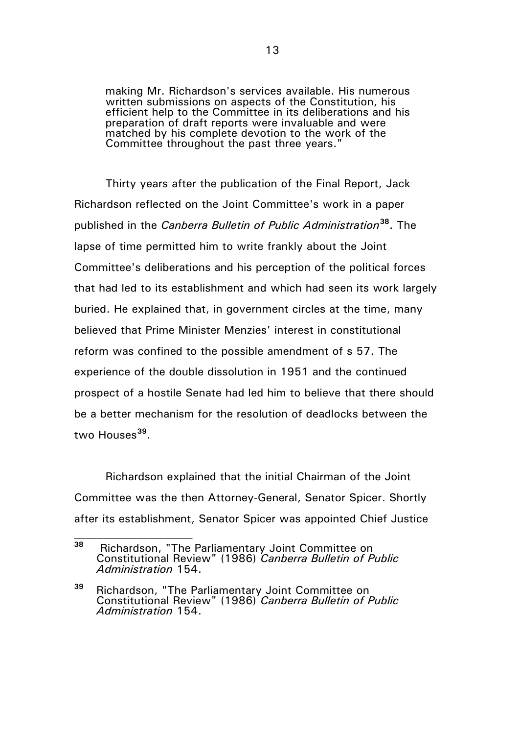> making Mr. Richardson's services available. His numerous written submissions on aspects of the Constitution, his efficient help to the Committee in its deliberations and his preparation of draft reports were invaluable and were matched by his complete devotion to the work of the Committee throughout the past three years."

Thirty years after the publication of the Final Report, Jack Richardson reflected on the Joint Committee's work in a paper published in the *Canberra Bulletin of Public Administration*[38]. The lapse of time permitted him to write frankly about the Joint Committee's deliberations and his perception of the political forces that had led to its establishment and which had seen its work largely buried. He explained that, in government circles at the time, many believed that Prime Minister Menzies' interest in constitutional reform was confined to the possible amendment of s 57. The experience of the double dissolution in 1951 and the continued prospect of a hostile Senate had led him to believe that there should be a better mechanism for the resolution of deadlocks between the two Houses[39].

Richardson explained that the initial Chairman of the Joint Committee was the then Attorney-General, Senator Spicer. Shortly after its establishment, Senator Spicer was appointed Chief Justice

---

[38] Richardson, "The Parliamentary Joint Committee on Constitutional Review" (1986) *Canberra Bulletin of Public Administration* 154.

[39] Richardson, "The Parliamentary Joint Committee on Constitutional Review" (1986) *Canberra Bulletin of Public Administration* 154.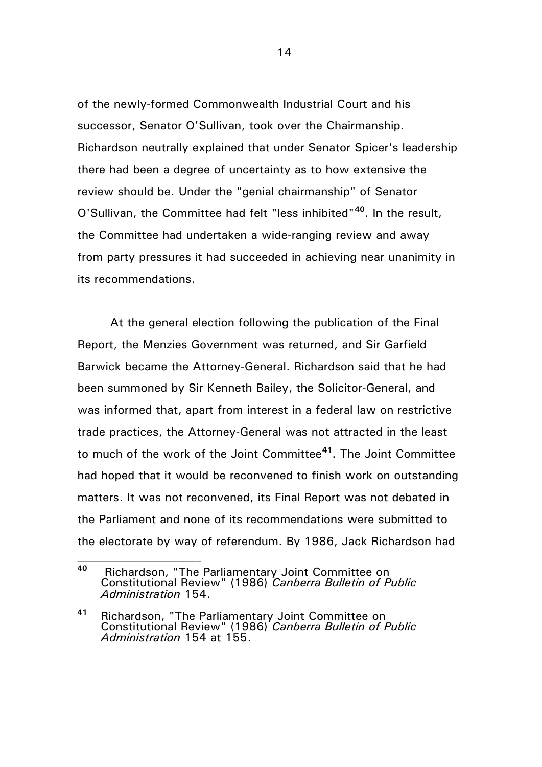of the newly-formed Commonwealth Industrial Court and his successor, Senator O'Sullivan, took over the Chairmanship. Richardson neutrally explained that under Senator Spicer's leadership there had been a degree of uncertainty as to how extensive the review should be. Under the "genial chairmanship" of Senator O'Sullivan, the Committee had felt "less inhibited"[40]. In the result, the Committee had undertaken a wide-ranging review and away from party pressures it had succeeded in achieving near unanimity in its recommendations.

At the general election following the publication of the Final Report, the Menzies Government was returned, and Sir Garfield Barwick became the Attorney-General. Richardson said that he had been summoned by Sir Kenneth Bailey, the Solicitor-General, and was informed that, apart from interest in a federal law on restrictive trade practices, the Attorney-General was not attracted in the least to much of the work of the Joint Committee[41]. The Joint Committee had hoped that it would be reconvened to finish work on outstanding matters. It was not reconvened, its Final Report was not debated in the Parliament and none of its recommendations were submitted to the electorate by way of referendum. By 1986, Jack Richardson had

---

[40] Richardson, "The Parliamentary Joint Committee on Constitutional Review" (1986) *Canberra Bulletin of Public Administration* 154.

[41] Richardson, "The Parliamentary Joint Committee on Constitutional Review" (1986) *Canberra Bulletin of Public Administration* 154 at 155.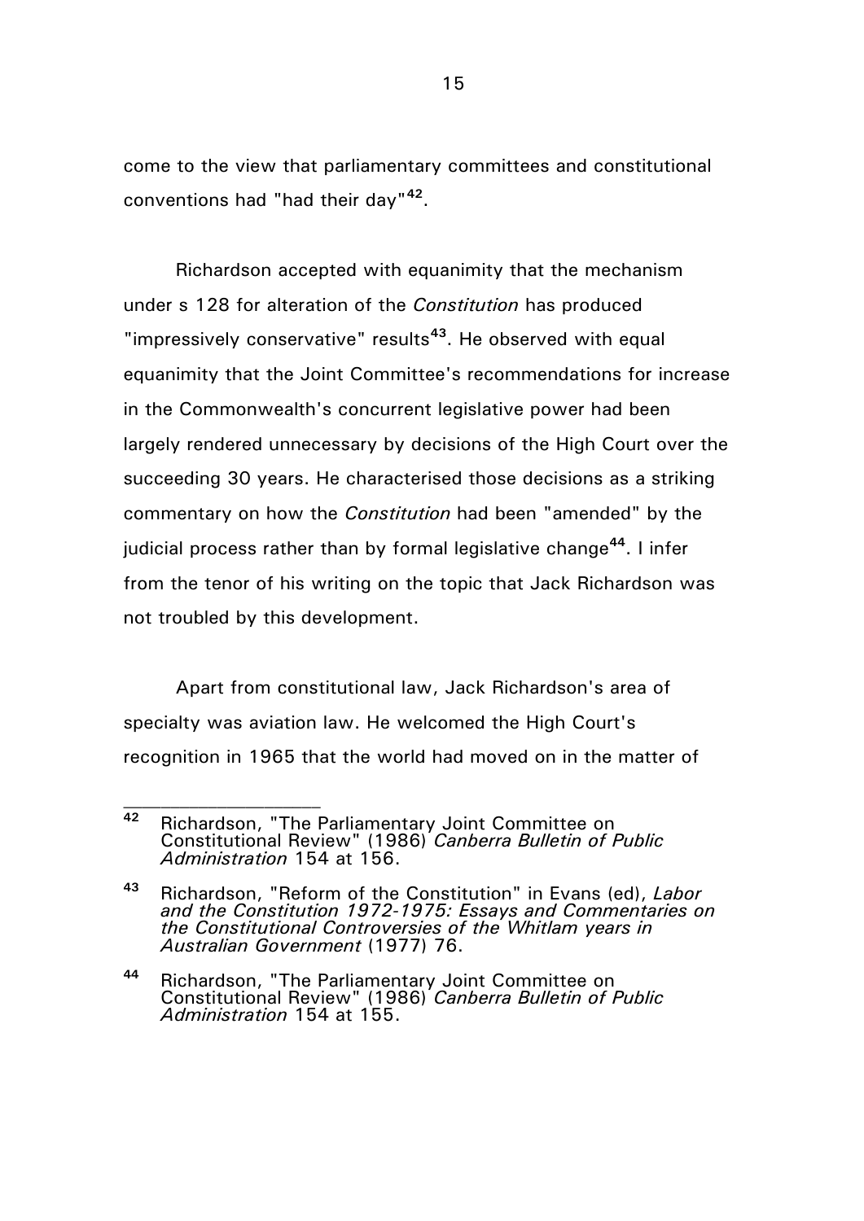come to the view that parliamentary committees and constitutional conventions had "had their day"[42].

Richardson accepted with equanimity that the mechanism under s 128 for alteration of the *Constitution* has produced "impressively conservative" results[43]. He observed with equal equanimity that the Joint Committee's recommendations for increase in the Commonwealth's concurrent legislative power had been largely rendered unnecessary by decisions of the High Court over the succeeding 30 years. He characterised those decisions as a striking commentary on how the *Constitution* had been "amended" by the judicial process rather than by formal legislative change[44]. I infer from the tenor of his writing on the topic that Jack Richardson was not troubled by this development.

Apart from constitutional law, Jack Richardson's area of specialty was aviation law. He welcomed the High Court's recognition in 1965 that the world had moved on in the matter of

---

[42] Richardson, "The Parliamentary Joint Committee on Constitutional Review" (1986) *Canberra Bulletin of Public Administration* 154 at 156.

[43] Richardson, "Reform of the Constitution" in Evans (ed), *Labor and the Constitution 1972-1975: Essays and Commentaries on the Constitutional Controversies of the Whitlam years in Australian Government* (1977) 76.

[44] Richardson, "The Parliamentary Joint Committee on Constitutional Review" (1986) *Canberra Bulletin of Public Administration* 154 at 155.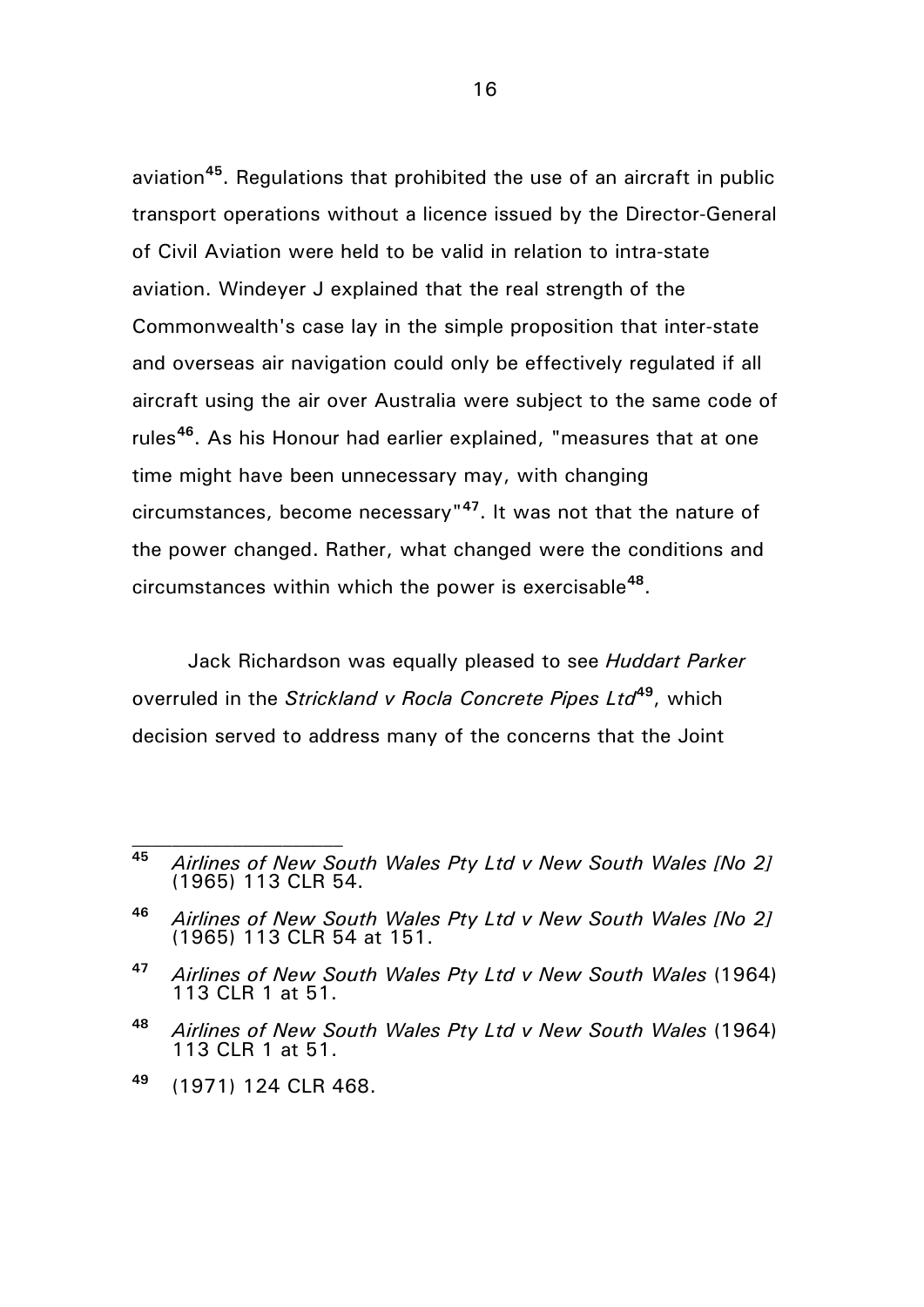aviation[45]. Regulations that prohibited the use of an aircraft in public transport operations without a licence issued by the Director-General of Civil Aviation were held to be valid in relation to intra-state aviation. Windeyer J explained that the real strength of the Commonwealth's case lay in the simple proposition that inter-state and overseas air navigation could only be effectively regulated if all aircraft using the air over Australia were subject to the same code of rules[46]. As his Honour had earlier explained, "measures that at one time might have been unnecessary may, with changing circumstances, become necessary"[47]. It was not that the nature of the power changed. Rather, what changed were the conditions and circumstances within which the power is exercisable[48].

Jack Richardson was equally pleased to see *Huddart Parker* overruled in the *Strickland v Rocla Concrete Pipes Ltd*[49], which decision served to address many of the concerns that the Joint

---

[45] *Airlines of New South Wales Pty Ltd v New South Wales [No 2]* (1965) 113 CLR 54.

[46] *Airlines of New South Wales Pty Ltd v New South Wales [No 2]* (1965) 113 CLR 54 at 151.

[47] *Airlines of New South Wales Pty Ltd v New South Wales* (1964) 113 CLR 1 at 51.

[48] *Airlines of New South Wales Pty Ltd v New South Wales* (1964) 113 CLR 1 at 51.

[49] (1971) 124 CLR 468.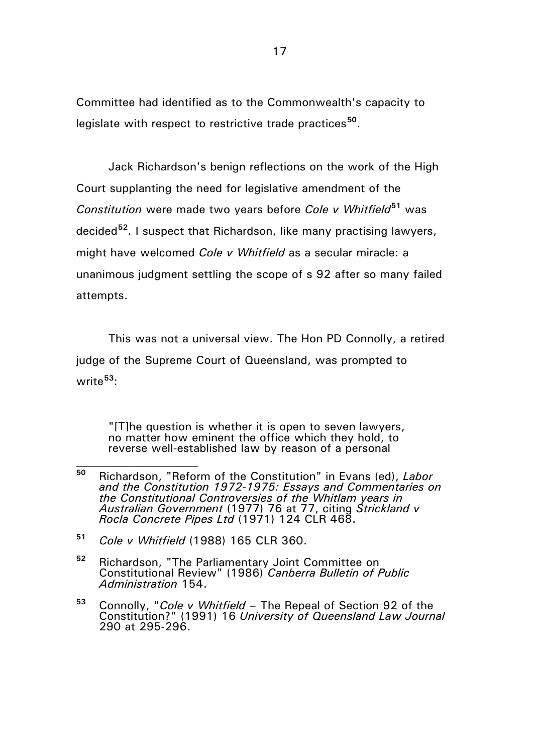Committee had identified as to the Commonwealth's capacity to legislate with respect to restrictive trade practices[50].

Jack Richardson's benign reflections on the work of the High Court supplanting the need for legislative amendment of the *Constitution* were made two years before *Cole v Whitfield*[51] was decided[52]. I suspect that Richardson, like many practising lawyers, might have welcomed *Cole v Whitfield* as a secular miracle: a unanimous judgment settling the scope of s 92 after so many failed attempts.

This was not a universal view. The Hon PD Connolly, a retired judge of the Supreme Court of Queensland, was prompted to write[53]:

> "[T]he question is whether it is open to seven lawyers, no matter how eminent the office which they hold, to reverse well-established law by reason of a personal

---

[50] Richardson, "Reform of the Constitution" in Evans (ed), *Labor and the Constitution 1972-1975: Essays and Commentaries on the Constitutional Controversies of the Whitlam years in Australian Government* (1977) 76 at 77, citing *Strickland v Rocla Concrete Pipes Ltd* (1971) 124 CLR 468.

[51] *Cole v Whitfield* (1988) 165 CLR 360.

[52] Richardson, "The Parliamentary Joint Committee on Constitutional Review" (1986) *Canberra Bulletin of Public Administration* 154.

[53] Connolly, "*Cole v Whitfield* – The Repeal of Section 92 of the Constitution?" (1991) 16 *University of Queensland Law Journal* 290 at 295-296.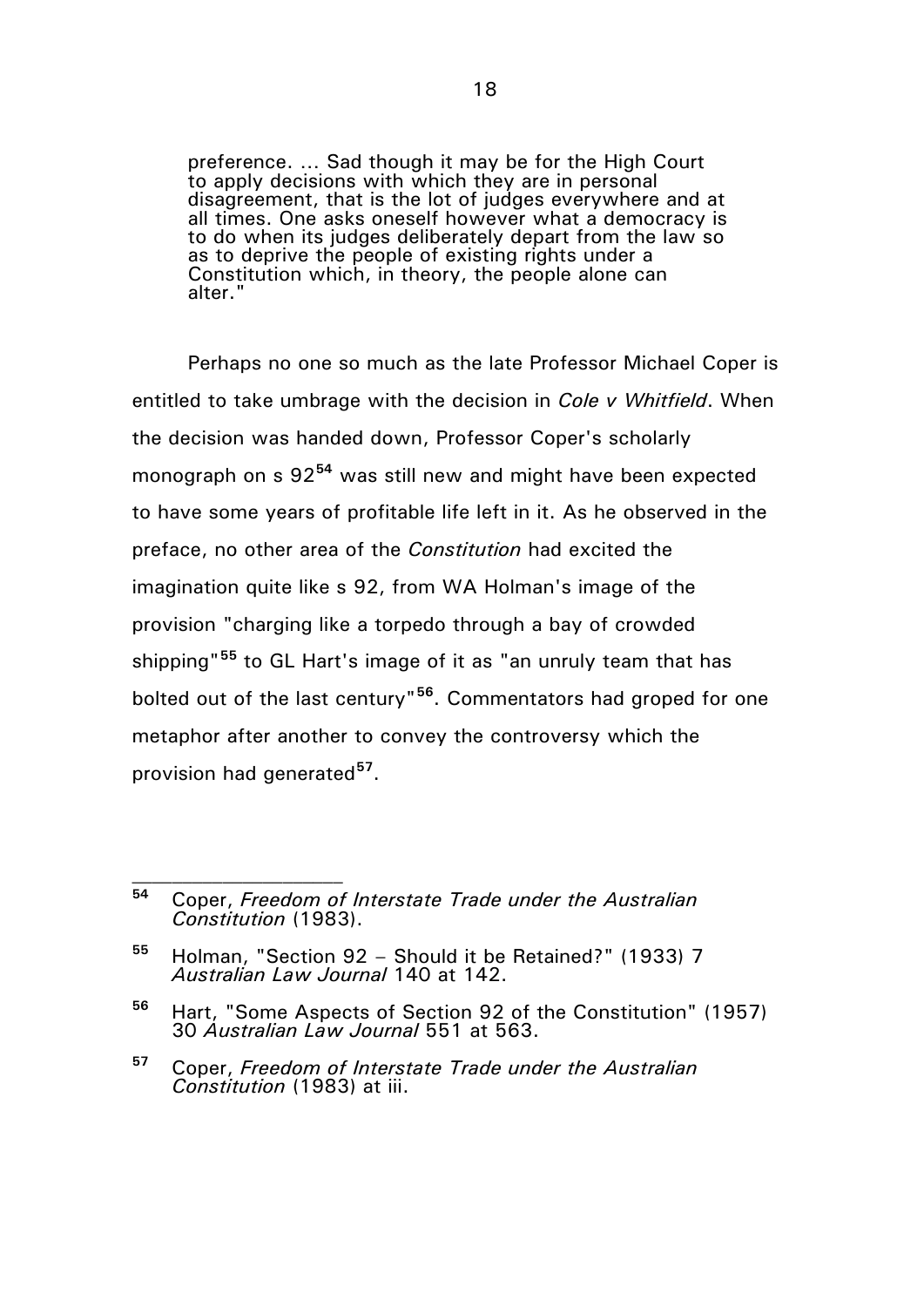> preference. ... Sad though it may be for the High Court to apply decisions with which they are in personal disagreement, that is the lot of judges everywhere and at all times. One asks oneself however what a democracy is to do when its judges deliberately depart from the law so as to deprive the people of existing rights under a Constitution which, in theory, the people alone can alter."

Perhaps no one so much as the late Professor Michael Coper is entitled to take umbrage with the decision in *Cole v Whitfield*. When the decision was handed down, Professor Coper's scholarly monograph on s 92[54] was still new and might have been expected to have some years of profitable life left in it. As he observed in the preface, no other area of the *Constitution* had excited the imagination quite like s 92, from WA Holman's image of the provision "charging like a torpedo through a bay of crowded shipping"[55] to GL Hart's image of it as "an unruly team that has bolted out of the last century"[56]. Commentators had groped for one metaphor after another to convey the controversy which the provision had generated[57].

---

[54] Coper, *Freedom of Interstate Trade under the Australian Constitution* (1983).

[55] Holman, "Section 92 – Should it be Retained?" (1933) 7 *Australian Law Journal* 140 at 142.

[56] Hart, "Some Aspects of Section 92 of the Constitution" (1957) 30 *Australian Law Journal* 551 at 563.

[57] Coper, *Freedom of Interstate Trade under the Australian Constitution* (1983) at iii.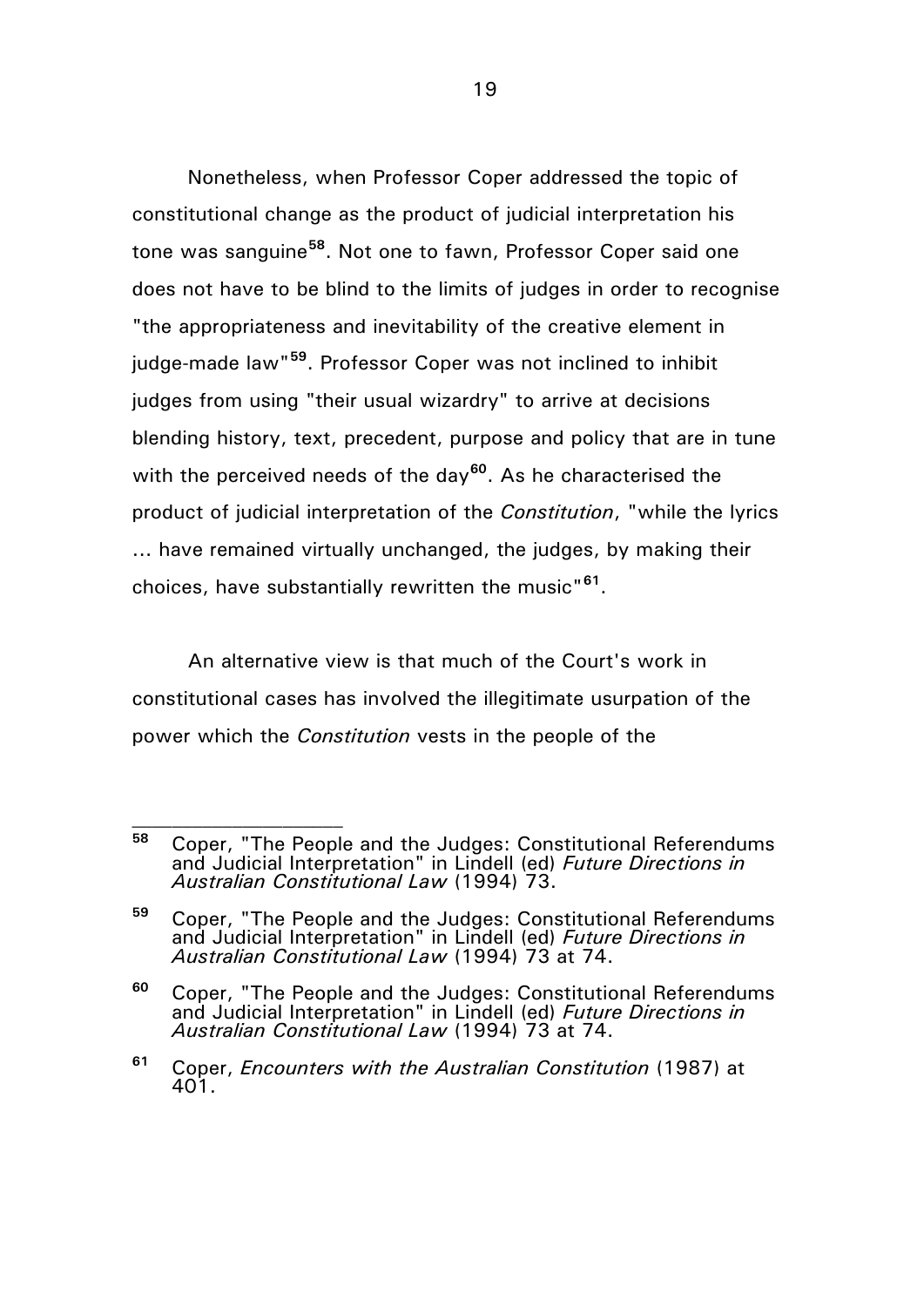Nonetheless, when Professor Coper addressed the topic of constitutional change as the product of judicial interpretation his tone was sanguine[58]. Not one to fawn, Professor Coper said one does not have to be blind to the limits of judges in order to recognise "the appropriateness and inevitability of the creative element in judge-made law"[59]. Professor Coper was not inclined to inhibit judges from using "their usual wizardry" to arrive at decisions blending history, text, precedent, purpose and policy that are in tune with the perceived needs of the day[60]. As he characterised the product of judicial interpretation of the *Constitution*, "while the lyrics … have remained virtually unchanged, the judges, by making their choices, have substantially rewritten the music"[61].

An alternative view is that much of the Court's work in constitutional cases has involved the illegitimate usurpation of the power which the *Constitution* vests in the people of the

---

[58] Coper, "The People and the Judges: Constitutional Referendums and Judicial Interpretation" in Lindell (ed) *Future Directions in Australian Constitutional Law* (1994) 73.

[59] Coper, "The People and the Judges: Constitutional Referendums and Judicial Interpretation" in Lindell (ed) *Future Directions in Australian Constitutional Law* (1994) 73 at 74.

[60] Coper, "The People and the Judges: Constitutional Referendums and Judicial Interpretation" in Lindell (ed) *Future Directions in Australian Constitutional Law* (1994) 73 at 74.

[61] Coper, *Encounters with the Australian Constitution* (1987) at 401.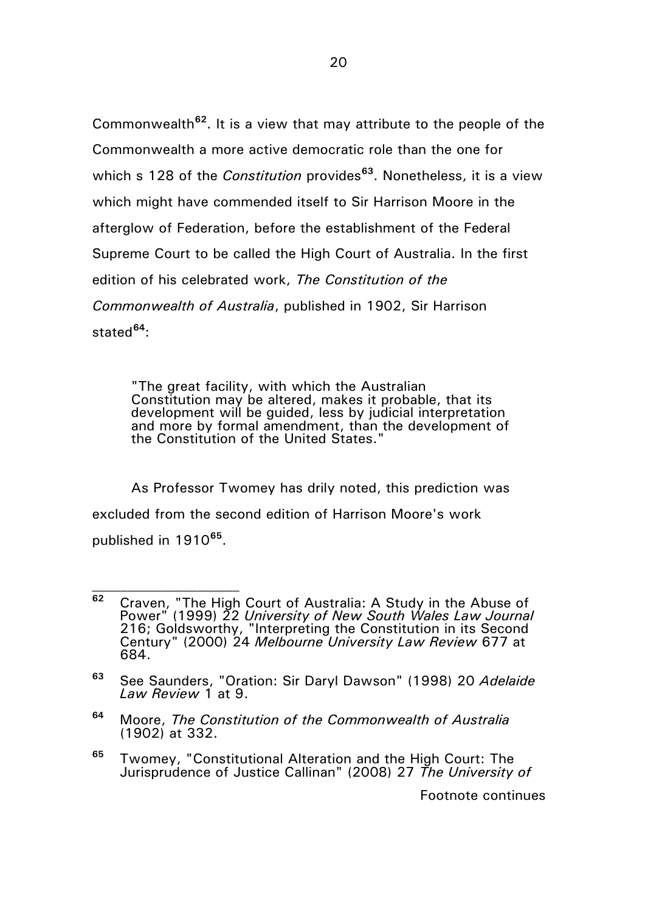Commonwealth[62]. It is a view that may attribute to the people of the Commonwealth a more active democratic role than the one for which s 128 of the *Constitution* provides[63]. Nonetheless, it is a view which might have commended itself to Sir Harrison Moore in the afterglow of Federation, before the establishment of the Federal Supreme Court to be called the High Court of Australia. In the first edition of his celebrated work, *The Constitution of the Commonwealth of Australia*, published in 1902, Sir Harrison stated[64]:

> "The great facility, with which the Australian Constitution may be altered, makes it probable, that its development will be guided, less by judicial interpretation and more by formal amendment, than the development of the Constitution of the United States."

As Professor Twomey has drily noted, this prediction was excluded from the second edition of Harrison Moore's work published in 1910[65].

---

**62** Craven, "The High Court of Australia: A Study in the Abuse of Power" (1999) 22 *University of New South Wales Law Journal* 216; Goldsworthy, "Interpreting the Constitution in its Second Century" (2000) 24 *Melbourne University Law Review* 677 at 684.

**63** See Saunders, "Oration: Sir Daryl Dawson" (1998) 20 *Adelaide Law Review* 1 at 9.

**64** Moore, *The Constitution of the Commonwealth of Australia* (1902) at 332.

**65** Twomey, "Constitutional Alteration and the High Court: The Jurisprudence of Justice Callinan" (2008) 27 *The University of*

Footnote continues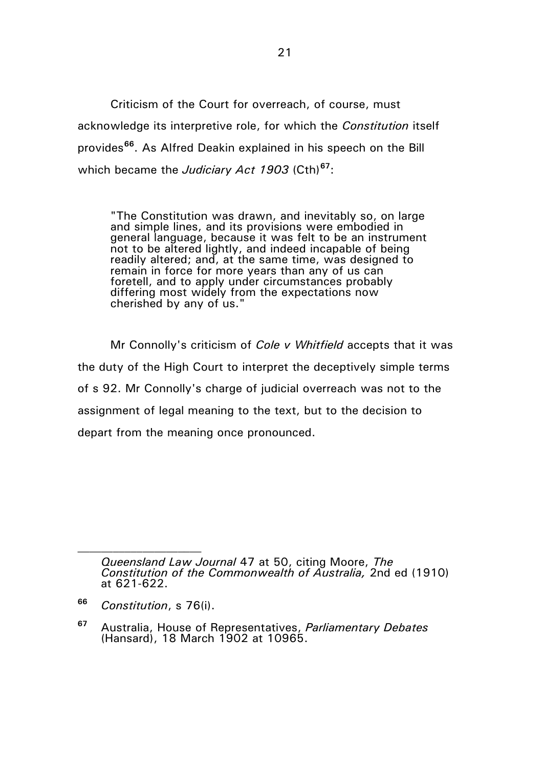Criticism of the Court for overreach, of course, must acknowledge its interpretive role, for which the *Constitution* itself provides[66]. As Alfred Deakin explained in his speech on the Bill which became the *Judiciary Act 1903* (Cth)[67]:

> "The Constitution was drawn, and inevitably so, on large and simple lines, and its provisions were embodied in general language, because it was felt to be an instrument not to be altered lightly, and indeed incapable of being readily altered; and, at the same time, was designed to remain in force for more years than any of us can foretell, and to apply under circumstances probably differing most widely from the expectations now cherished by any of us."

Mr Connolly's criticism of *Cole v Whitfield* accepts that it was the duty of the High Court to interpret the deceptively simple terms of s 92. Mr Connolly's charge of judicial overreach was not to the assignment of legal meaning to the text, but to the decision to depart from the meaning once pronounced.

---

*Queensland Law Journal* 47 at 50, citing Moore, *The Constitution of the Commonwealth of Australia,* 2nd ed (1910) at 621-622.

[66] *Constitution*, s 76(i).

[67] Australia, House of Representatives, *Parliamentary Debates* (Hansard), 18 March 1902 at 10965.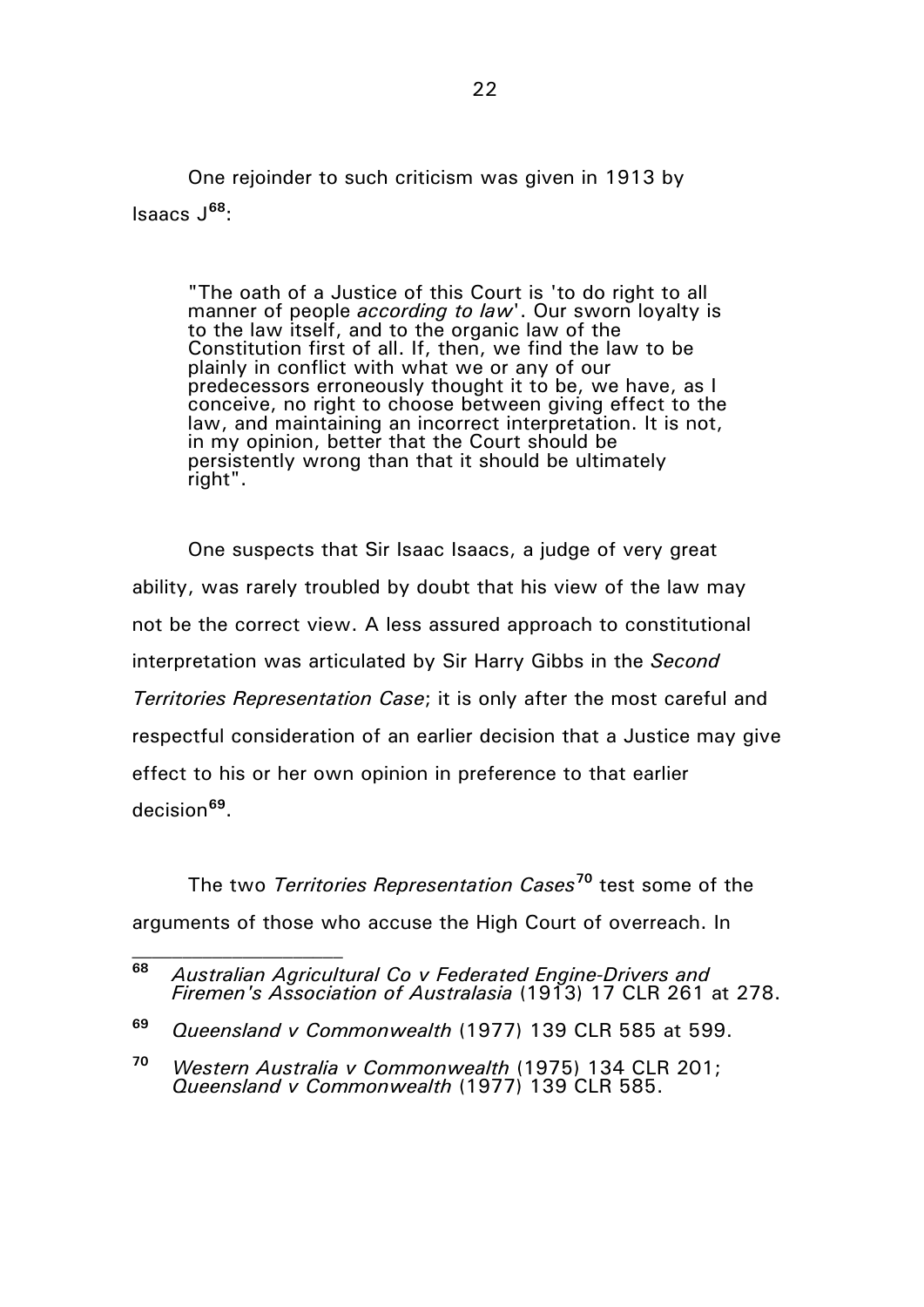One rejoinder to such criticism was given in 1913 by Isaacs J[68]:

> "The oath of a Justice of this Court is 'to do right to all manner of people *according to law*'. Our sworn loyalty is to the law itself, and to the organic law of the Constitution first of all. If, then, we find the law to be plainly in conflict with what we or any of our predecessors erroneously thought it to be, we have, as I conceive, no right to choose between giving effect to the law, and maintaining an incorrect interpretation. It is not, in my opinion, better that the Court should be persistently wrong than that it should be ultimately right".

One suspects that Sir Isaac Isaacs, a judge of very great ability, was rarely troubled by doubt that his view of the law may not be the correct view. A less assured approach to constitutional interpretation was articulated by Sir Harry Gibbs in the *Second Territories Representation Case*; it is only after the most careful and respectful consideration of an earlier decision that a Justice may give effect to his or her own opinion in preference to that earlier decision[69].

The two *Territories Representation Cases*[70] test some of the arguments of those who accuse the High Court of overreach. In

---

[68] *Australian Agricultural Co v Federated Engine-Drivers and Firemen's Association of Australasia* (1913) 17 CLR 261 at 278.

[69] *Queensland v Commonwealth* (1977) 139 CLR 585 at 599.

[70] *Western Australia v Commonwealth* (1975) 134 CLR 201; *Queensland v Commonwealth* (1977) 139 CLR 585.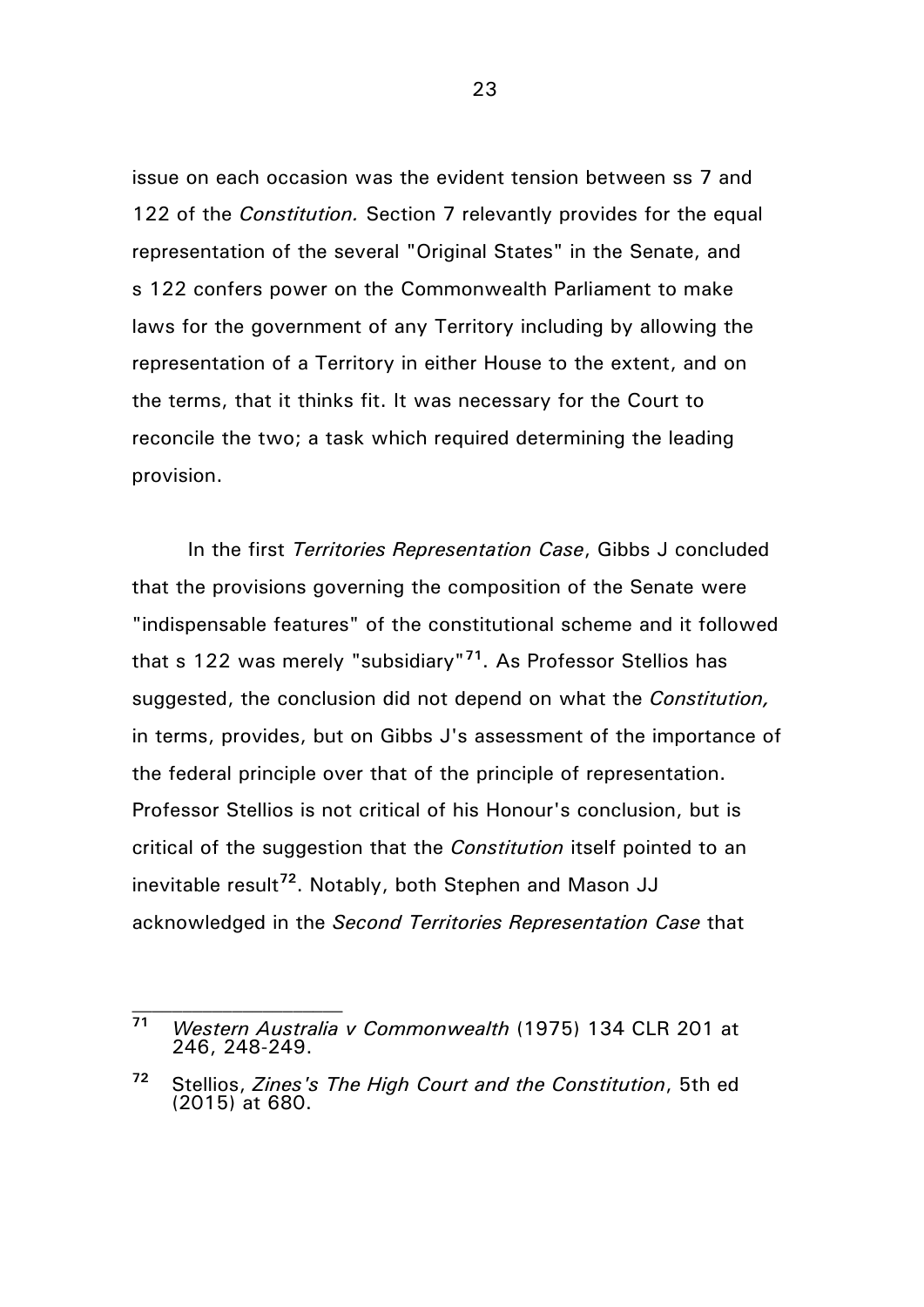issue on each occasion was the evident tension between ss 7 and 122 of the *Constitution.* Section 7 relevantly provides for the equal representation of the several "Original States" in the Senate, and s 122 confers power on the Commonwealth Parliament to make laws for the government of any Territory including by allowing the representation of a Territory in either House to the extent, and on the terms, that it thinks fit. It was necessary for the Court to reconcile the two; a task which required determining the leading provision.

In the first *Territories Representation Case*, Gibbs J concluded that the provisions governing the composition of the Senate were "indispensable features" of the constitutional scheme and it followed that s 122 was merely "subsidiary"[71]. As Professor Stellios has suggested, the conclusion did not depend on what the *Constitution,* in terms, provides, but on Gibbs J's assessment of the importance of the federal principle over that of the principle of representation. Professor Stellios is not critical of his Honour's conclusion, but is critical of the suggestion that the *Constitution* itself pointed to an inevitable result[72]. Notably, both Stephen and Mason JJ acknowledged in the *Second Territories Representation Case* that

---

[71] *Western Australia v Commonwealth* (1975) 134 CLR 201 at 246, 248-249.

[72] Stellios, *Zines's The High Court and the Constitution*, 5th ed (2015) at 680.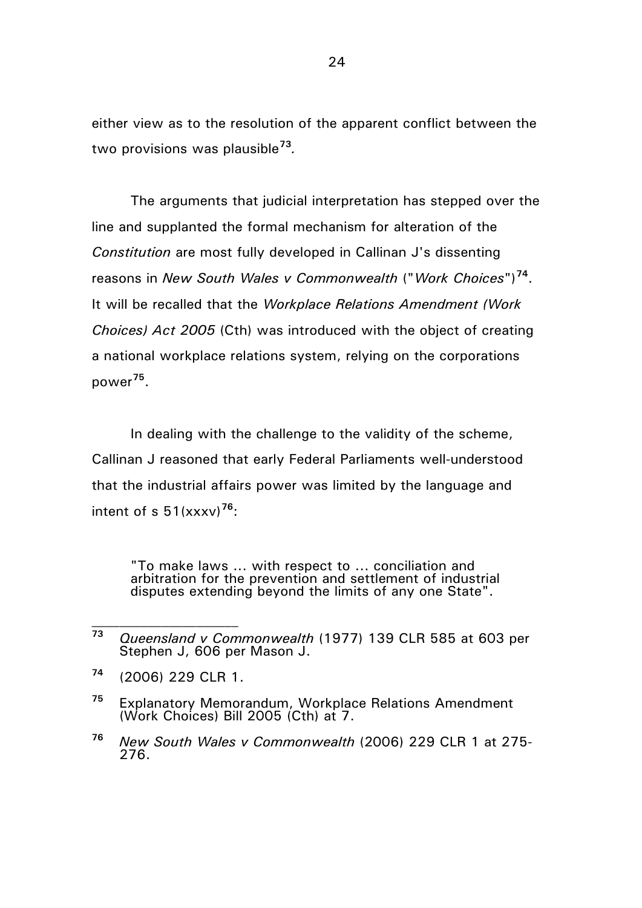either view as to the resolution of the apparent conflict between the two provisions was plausible[73].

The arguments that judicial interpretation has stepped over the line and supplanted the formal mechanism for alteration of the *Constitution* are most fully developed in Callinan J's dissenting reasons in *New South Wales v Commonwealth* ("*Work Choices*")[74]. It will be recalled that the *Workplace Relations Amendment (Work Choices) Act 2005* (Cth) was introduced with the object of creating a national workplace relations system, relying on the corporations power[75].

In dealing with the challenge to the validity of the scheme, Callinan J reasoned that early Federal Parliaments well-understood that the industrial affairs power was limited by the language and intent of s 51(xxxv)[76]:

> "To make laws ... with respect to ... conciliation and arbitration for the prevention and settlement of industrial disputes extending beyond the limits of any one State".

---

[73] *Queensland v Commonwealth* (1977) 139 CLR 585 at 603 per Stephen J, 606 per Mason J.

[74] (2006) 229 CLR 1.

[75] Explanatory Memorandum, Workplace Relations Amendment (Work Choices) Bill 2005 (Cth) at 7.

[76] *New South Wales v Commonwealth* (2006) 229 CLR 1 at 275-276.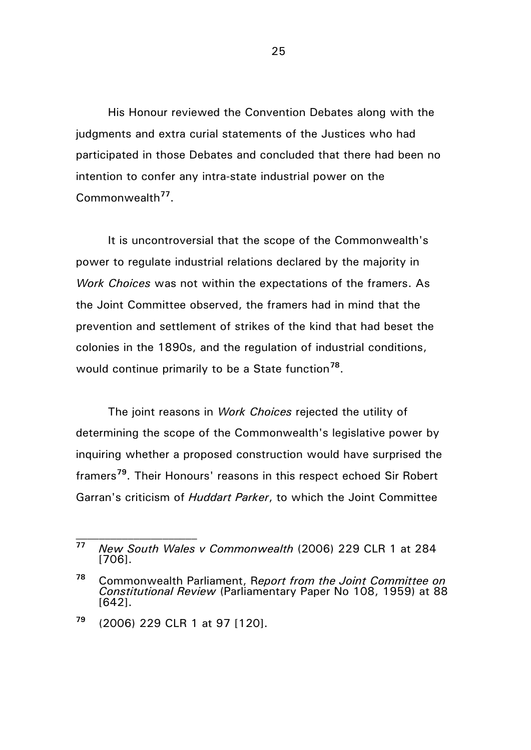His Honour reviewed the Convention Debates along with the judgments and extra curial statements of the Justices who had participated in those Debates and concluded that there had been no intention to confer any intra-state industrial power on the Commonwealth[77].

It is uncontroversial that the scope of the Commonwealth's power to regulate industrial relations declared by the majority in *Work Choices* was not within the expectations of the framers. As the Joint Committee observed, the framers had in mind that the prevention and settlement of strikes of the kind that had beset the colonies in the 1890s, and the regulation of industrial conditions, would continue primarily to be a State function[78].

The joint reasons in *Work Choices* rejected the utility of determining the scope of the Commonwealth's legislative power by inquiring whether a proposed construction would have surprised the framers[79]. Their Honours' reasons in this respect echoed Sir Robert Garran's criticism of *Huddart Parker*, to which the Joint Committee

---

[77] *New South Wales v Commonwealth* (2006) 229 CLR 1 at 284 [706].

[78] Commonwealth Parliament, R*eport from the Joint Committee on Constitutional Review* (Parliamentary Paper No 108, 1959) at 88 [642].

[79] (2006) 229 CLR 1 at 97 [120].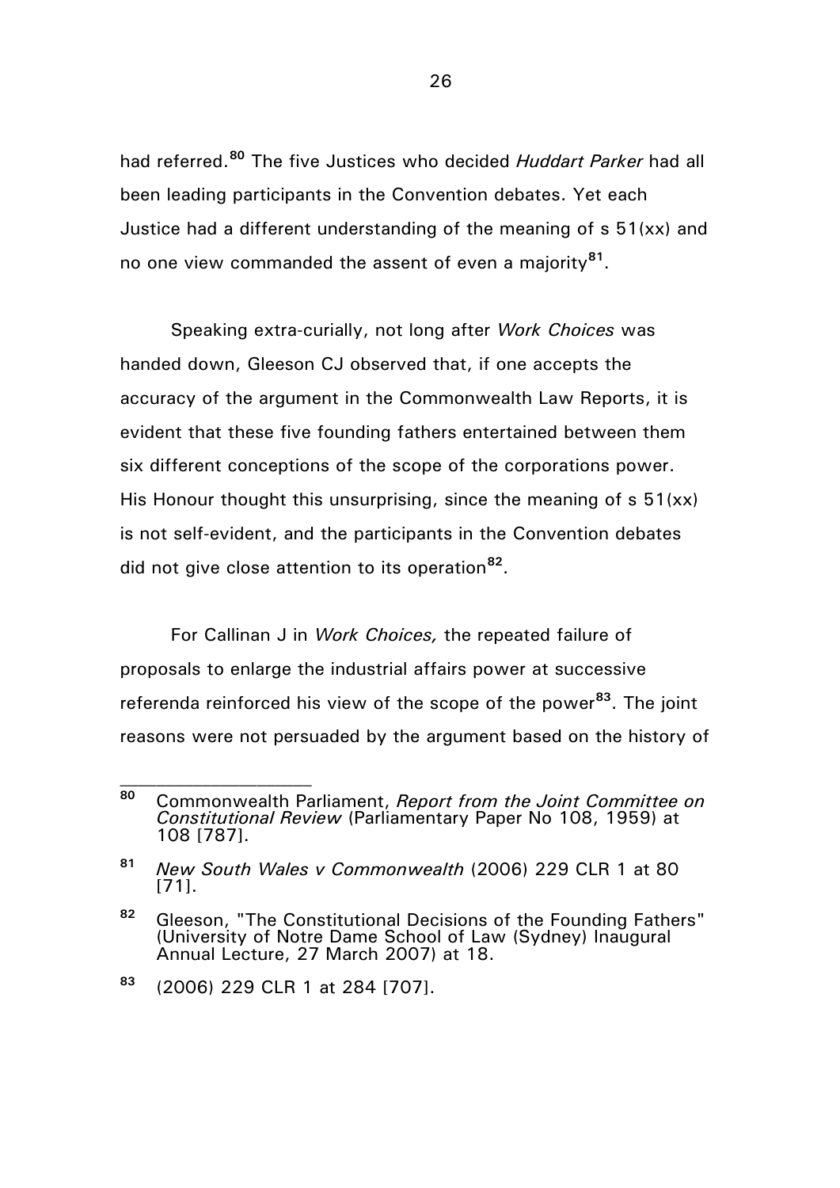had referred.[80] The five Justices who decided *Huddart Parker* had all been leading participants in the Convention debates. Yet each Justice had a different understanding of the meaning of s 51(xx) and no one view commanded the assent of even a majority[81].

Speaking extra-curially, not long after *Work Choices* was handed down, Gleeson CJ observed that, if one accepts the accuracy of the argument in the Commonwealth Law Reports, it is evident that these five founding fathers entertained between them six different conceptions of the scope of the corporations power. His Honour thought this unsurprising, since the meaning of s 51(xx) is not self-evident, and the participants in the Convention debates did not give close attention to its operation[82].

For Callinan J in *Work Choices,* the repeated failure of proposals to enlarge the industrial affairs power at successive referenda reinforced his view of the scope of the power[83]. The joint reasons were not persuaded by the argument based on the history of

---

[80] Commonwealth Parliament, *Report from the Joint Committee on Constitutional Review* (Parliamentary Paper No 108, 1959) at 108 [787].

[81] *New South Wales v Commonwealth* (2006) 229 CLR 1 at 80 [71].

[82] Gleeson, "The Constitutional Decisions of the Founding Fathers" (University of Notre Dame School of Law (Sydney) Inaugural Annual Lecture, 27 March 2007) at 18.

[83] (2006) 229 CLR 1 at 284 [707].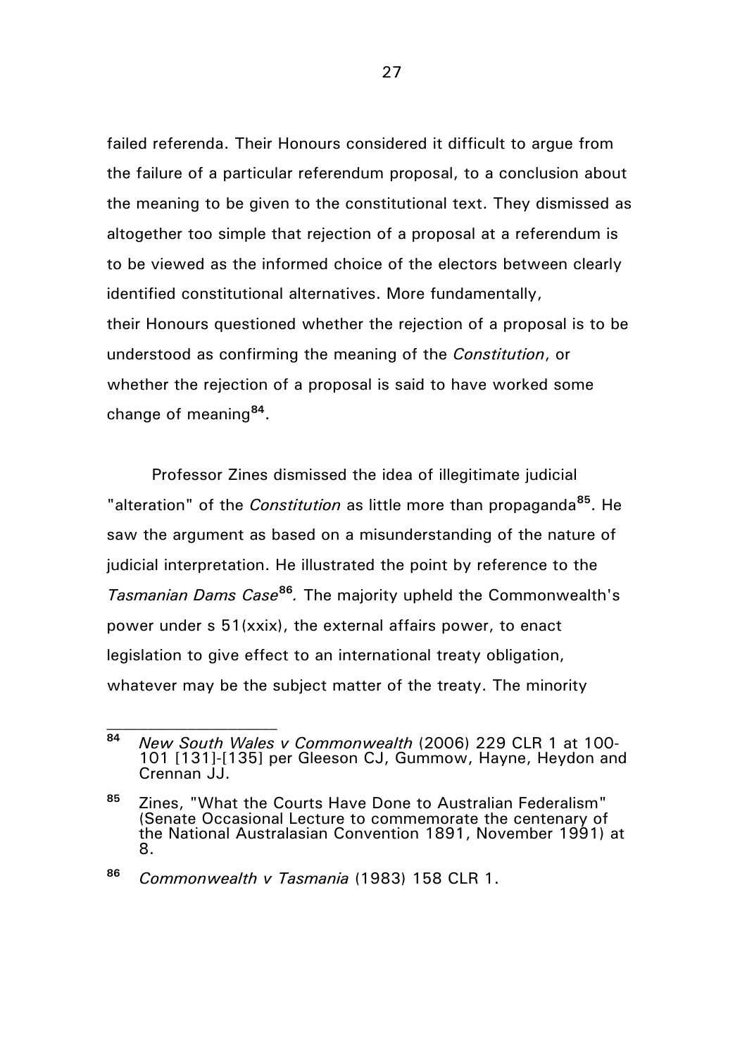failed referenda. Their Honours considered it difficult to argue from the failure of a particular referendum proposal, to a conclusion about the meaning to be given to the constitutional text. They dismissed as altogether too simple that rejection of a proposal at a referendum is to be viewed as the informed choice of the electors between clearly identified constitutional alternatives. More fundamentally, their Honours questioned whether the rejection of a proposal is to be understood as confirming the meaning of the *Constitution*, or whether the rejection of a proposal is said to have worked some change of meaning[84].

Professor Zines dismissed the idea of illegitimate judicial "alteration" of the *Constitution* as little more than propaganda[85]. He saw the argument as based on a misunderstanding of the nature of judicial interpretation. He illustrated the point by reference to the *Tasmanian Dams Case*[86]*.* The majority upheld the Commonwealth's power under s 51(xxix), the external affairs power, to enact legislation to give effect to an international treaty obligation, whatever may be the subject matter of the treaty. The minority

---

[84] *New South Wales v Commonwealth* (2006) 229 CLR 1 at 100-101 [131]-[135] per Gleeson CJ, Gummow, Hayne, Heydon and Crennan JJ.

[85] Zines, "What the Courts Have Done to Australian Federalism" (Senate Occasional Lecture to commemorate the centenary of the National Australasian Convention 1891, November 1991) at 8.

[86] *Commonwealth v Tasmania* (1983) 158 CLR 1.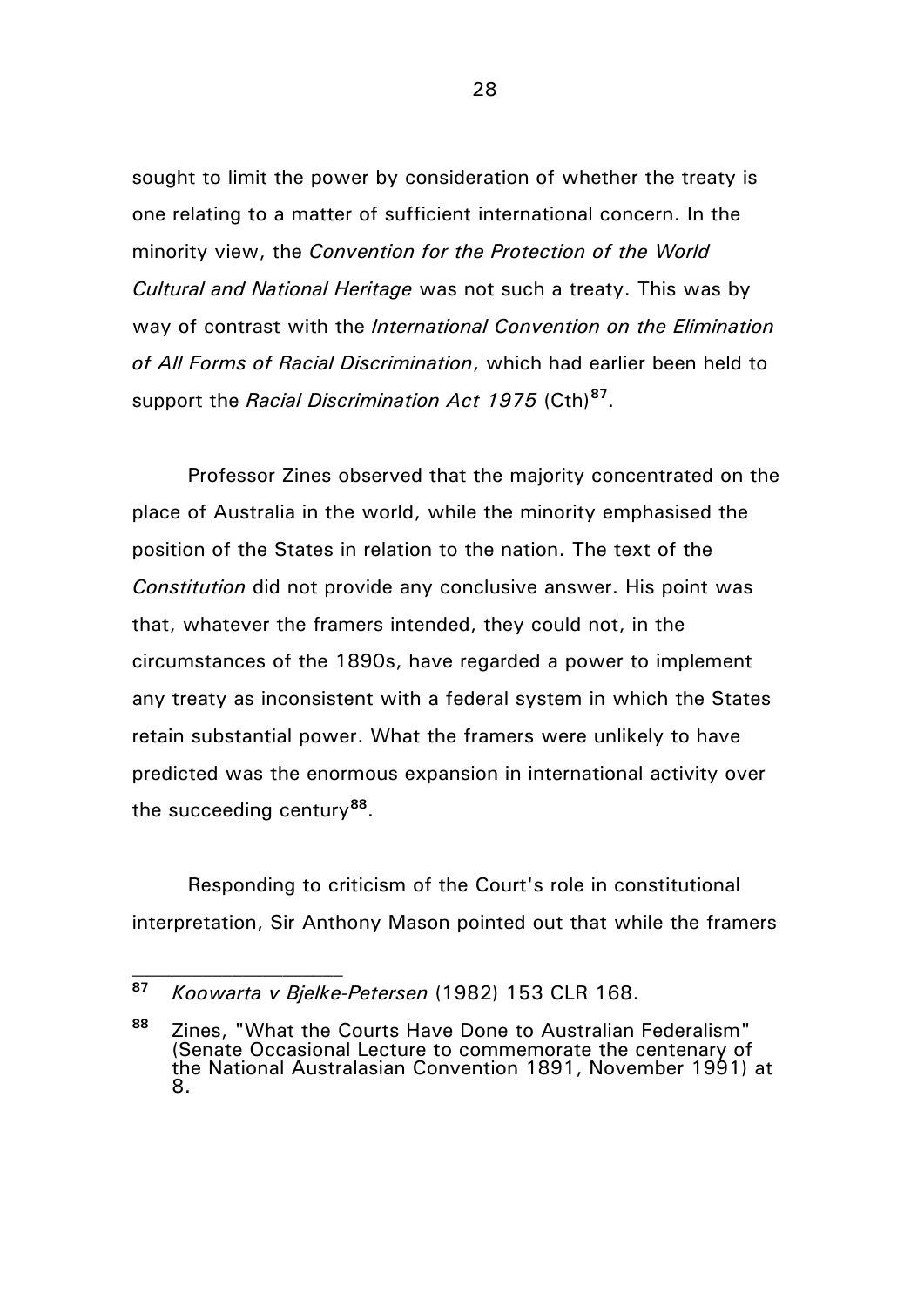sought to limit the power by consideration of whether the treaty is one relating to a matter of sufficient international concern. In the minority view, the *Convention for the Protection of the World Cultural and National Heritage* was not such a treaty. This was by way of contrast with the *International Convention on the Elimination of All Forms of Racial Discrimination*, which had earlier been held to support the *Racial Discrimination Act 1975* (Cth)[87].

Professor Zines observed that the majority concentrated on the place of Australia in the world, while the minority emphasised the position of the States in relation to the nation. The text of the *Constitution* did not provide any conclusive answer. His point was that, whatever the framers intended, they could not, in the circumstances of the 1890s, have regarded a power to implement any treaty as inconsistent with a federal system in which the States retain substantial power. What the framers were unlikely to have predicted was the enormous expansion in international activity over the succeeding century[88].

Responding to criticism of the Court's role in constitutional interpretation, Sir Anthony Mason pointed out that while the framers

---

[87] *Koowarta v Bjelke-Petersen* (1982) 153 CLR 168.

[88] Zines, "What the Courts Have Done to Australian Federalism" (Senate Occasional Lecture to commemorate the centenary of the National Australasian Convention 1891, November 1991) at 8.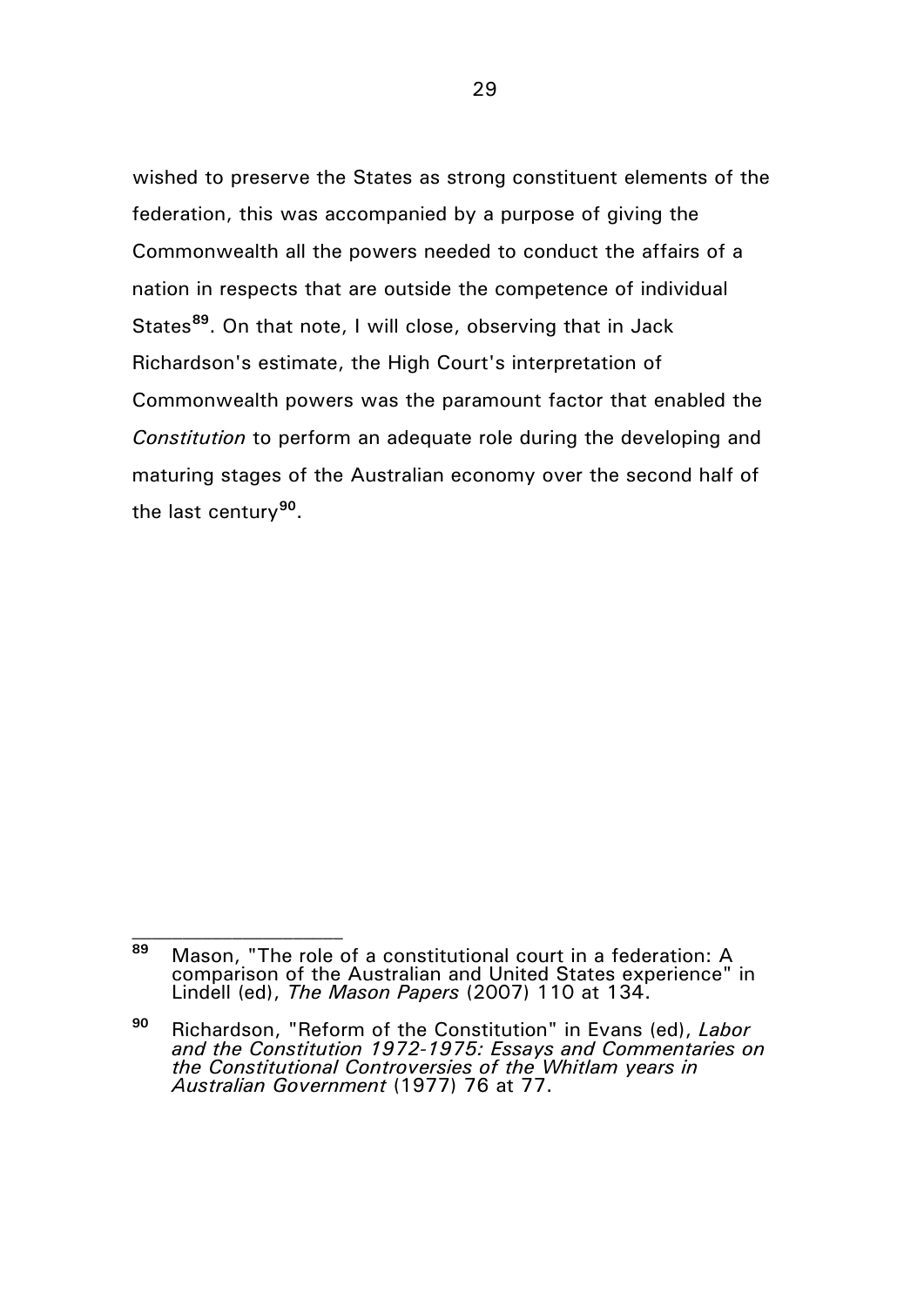wished to preserve the States as strong constituent elements of the federation, this was accompanied by a purpose of giving the Commonwealth all the powers needed to conduct the affairs of a nation in respects that are outside the competence of individual States[89]. On that note, I will close, observing that in Jack Richardson's estimate, the High Court's interpretation of Commonwealth powers was the paramount factor that enabled the *Constitution* to perform an adequate role during the developing and maturing stages of the Australian economy over the second half of the last century[90].

---

[89] Mason, "The role of a constitutional court in a federation: A comparison of the Australian and United States experience" in Lindell (ed), *The Mason Papers* (2007) 110 at 134.

[90] Richardson, "Reform of the Constitution" in Evans (ed), *Labor and the Constitution 1972-1975: Essays and Commentaries on the Constitutional Controversies of the Whitlam years in Australian Government* (1977) 76 at 77.